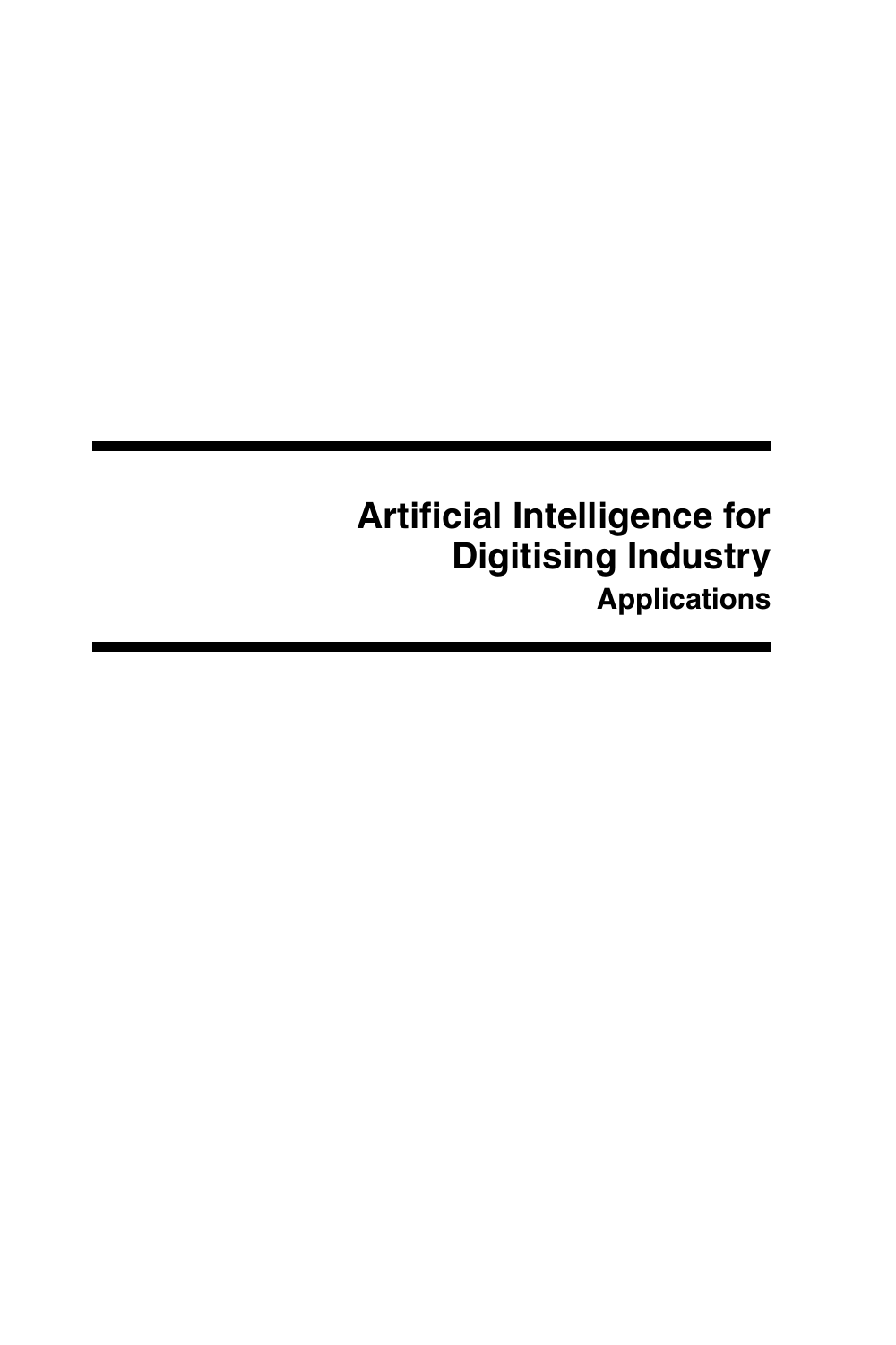# Artificial Intelligence for Digitising Industry

## Applications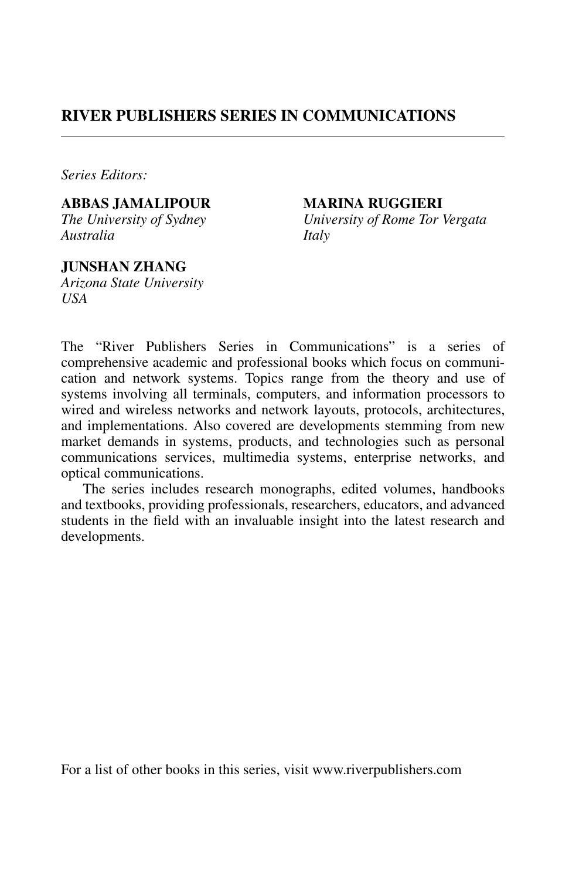## RIVER PUBLISHERS SERIES IN COMMUNICATIONS

*Series Editors:*

**ABBAS JAMALIPOUR**
*The University of Sydney*
*Australia*

**MARINA RUGGIERI**
*University of Rome Tor Vergata*
*Italy*

**JUNSHAN ZHANG**
*Arizona State University*
*USA*

The "River Publishers Series in Communications" is a series of comprehensive academic and professional books which focus on communication and network systems. Topics range from the theory and use of systems involving all terminals, computers, and information processors to wired and wireless networks and network layouts, protocols, architectures, and implementations. Also covered are developments stemming from new market demands in systems, products, and technologies such as personal communications services, multimedia systems, enterprise networks, and optical communications.

The series includes research monographs, edited volumes, handbooks and textbooks, providing professionals, researchers, educators, and advanced students in the field with an invaluable insight into the latest research and developments.

For a list of other books in this series, visit www.riverpublishers.com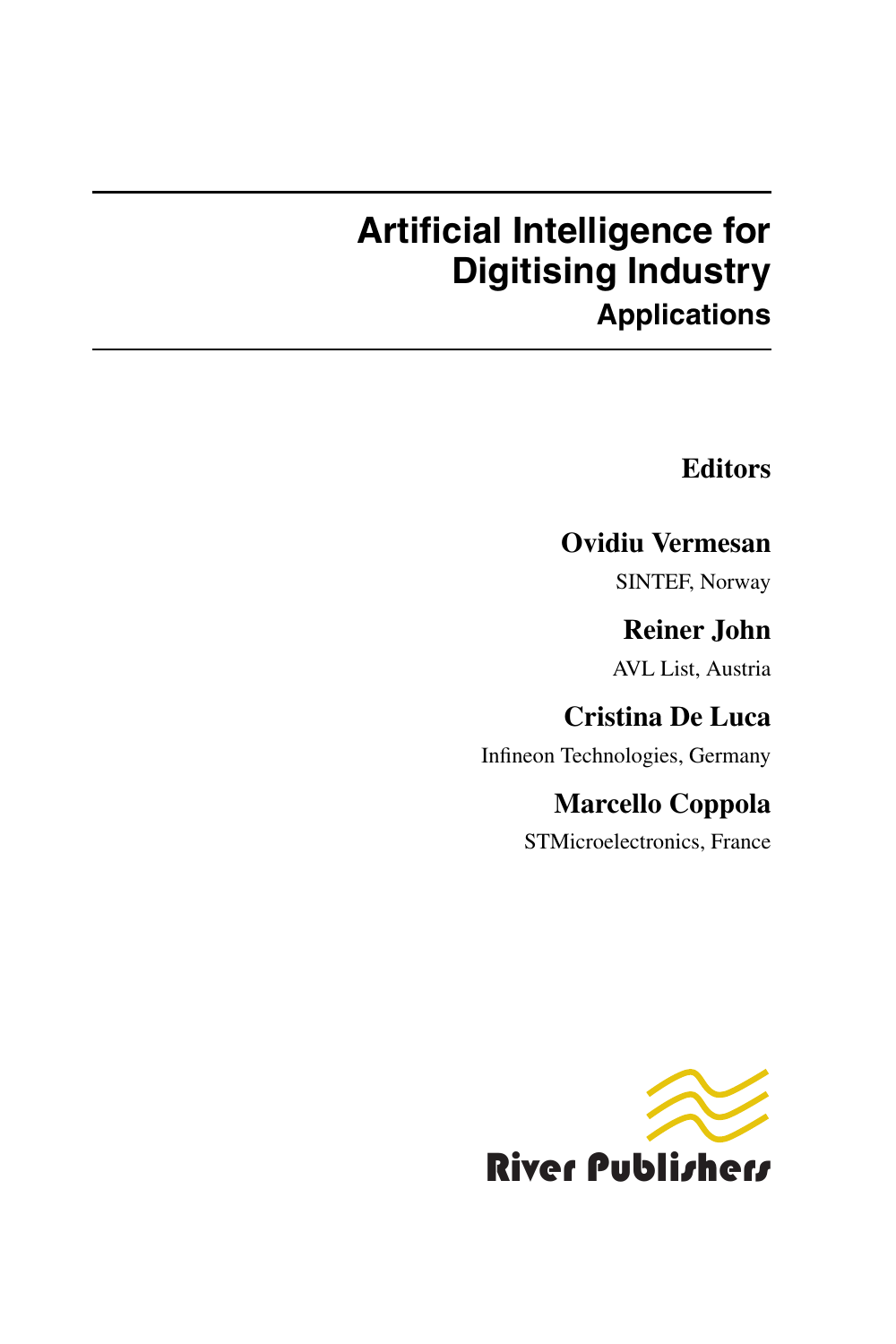# Artificial Intelligence for Digitising Industry

## Applications

**Editors**

**Ovidiu Vermesan**

SINTEF, Norway

**Reiner John**

AVL List, Austria

**Cristina De Luca**

Infineon Technologies, Germany

**Marcello Coppola**

STMicroelectronics, France

River Publishers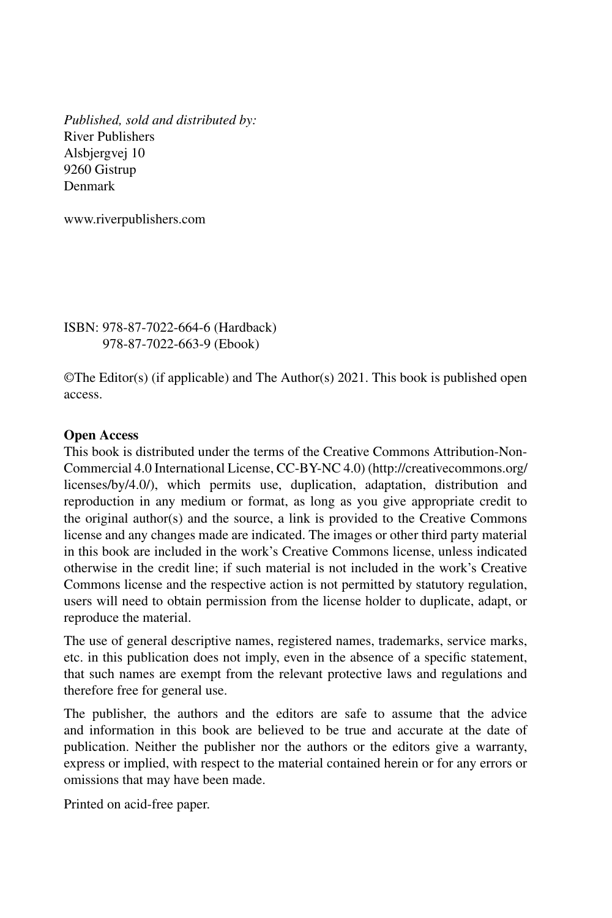*Published, sold and distributed by:*
River Publishers
Alsbjergvej 10
9260 Gistrup
Denmark

www.riverpublishers.com

ISBN: 978-87-7022-664-6 (Hardback)
978-87-7022-663-9 (Ebook)

©The Editor(s) (if applicable) and The Author(s) 2021. This book is published open access.

**Open Access**

This book is distributed under the terms of the Creative Commons Attribution-Non-Commercial 4.0 International License, CC-BY-NC 4.0) (http://creativecommons.org/licenses/by/4.0/), which permits use, duplication, adaptation, distribution and reproduction in any medium or format, as long as you give appropriate credit to the original author(s) and the source, a link is provided to the Creative Commons license and any changes made are indicated. The images or other third party material in this book are included in the work's Creative Commons license, unless indicated otherwise in the credit line; if such material is not included in the work's Creative Commons license and the respective action is not permitted by statutory regulation, users will need to obtain permission from the license holder to duplicate, adapt, or reproduce the material.

The use of general descriptive names, registered names, trademarks, service marks, etc. in this publication does not imply, even in the absence of a specific statement, that such names are exempt from the relevant protective laws and regulations and therefore free for general use.

The publisher, the authors and the editors are safe to assume that the advice and information in this book are believed to be true and accurate at the date of publication. Neither the publisher nor the authors or the editors give a warranty, express or implied, with respect to the material contained herein or for any errors or omissions that may have been made.

Printed on acid-free paper.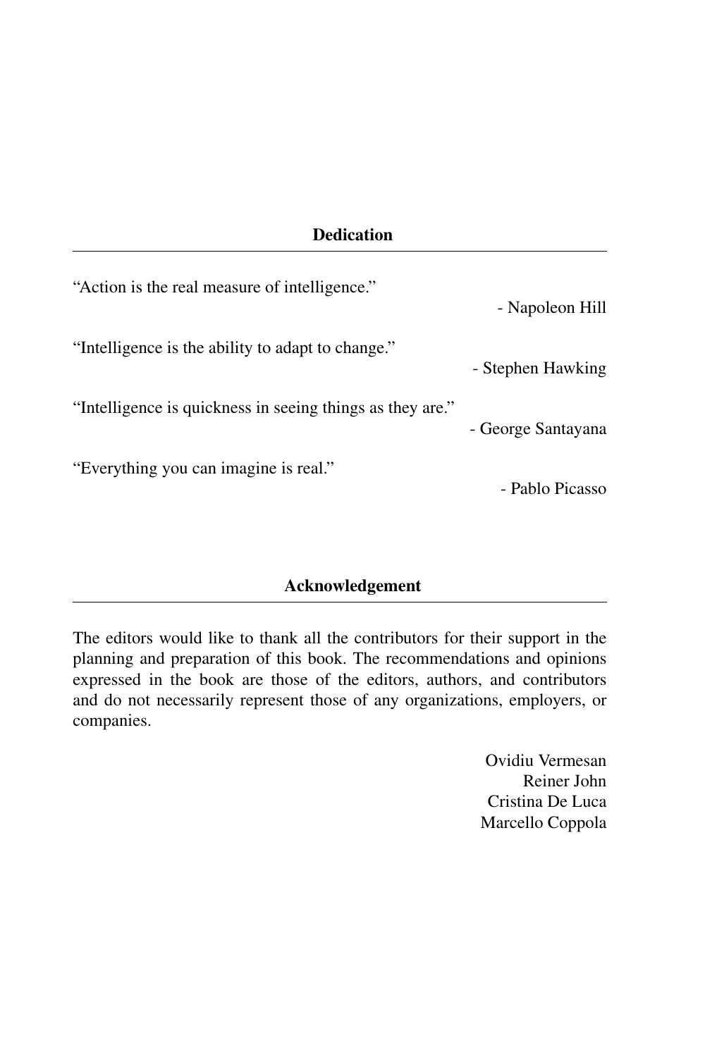## Dedication

"Action is the real measure of intelligence."

- Napoleon Hill

"Intelligence is the ability to adapt to change."

- Stephen Hawking

"Intelligence is quickness in seeing things as they are."

- George Santayana

"Everything you can imagine is real."

- Pablo Picasso

## Acknowledgement

The editors would like to thank all the contributors for their support in the planning and preparation of this book. The recommendations and opinions expressed in the book are those of the editors, authors, and contributors and do not necessarily represent those of any organizations, employers, or companies.

Ovidiu Vermesan
Reiner John
Cristina De Luca
Marcello Coppola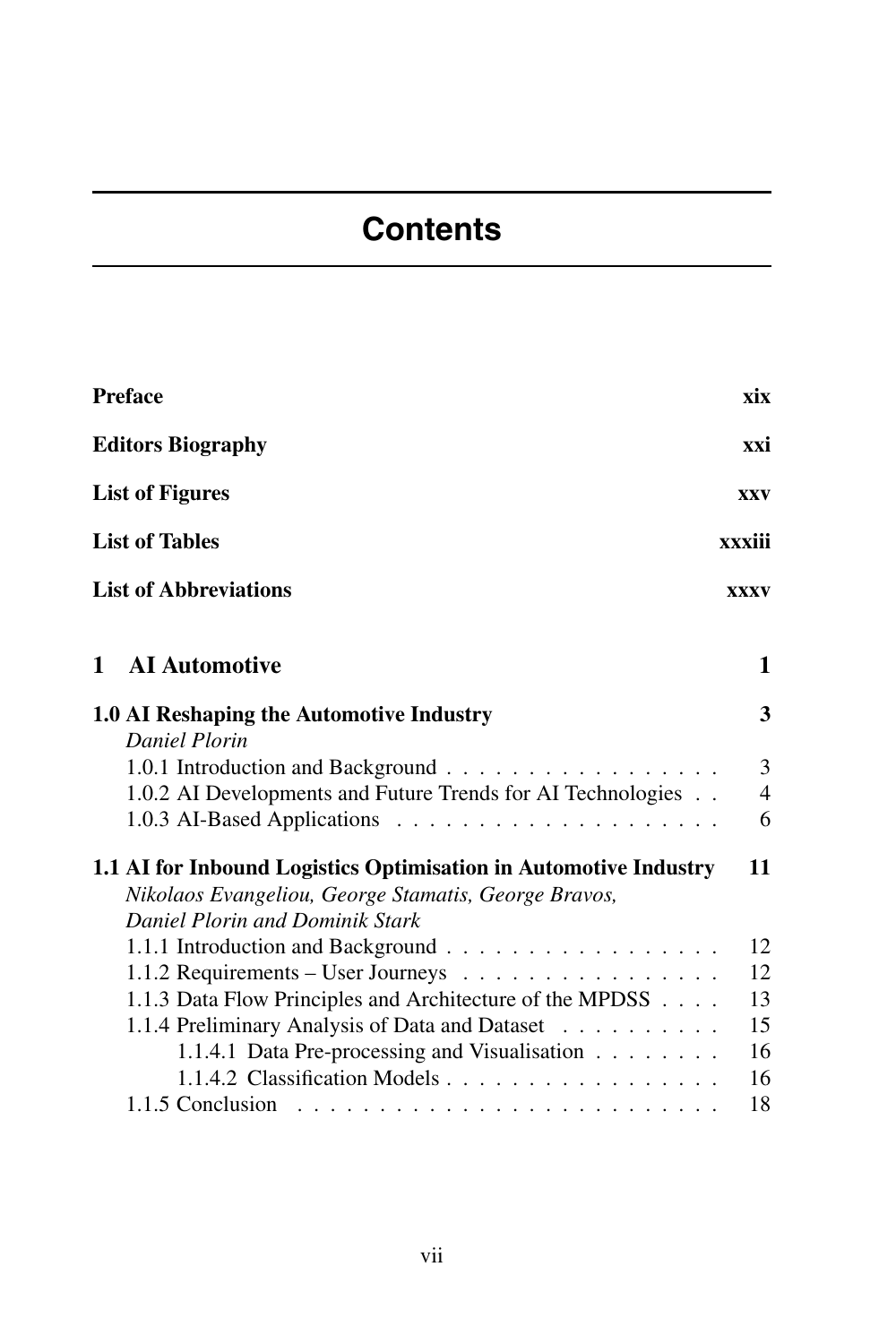# Contents

**Preface** **xix**

**Editors Biography** **xxi**

**List of Figures** **xxv**

**List of Tables** **xxxiii**

**List of Abbreviations** **xxxv**

## 1 AI Automotive 1

**1.0 AI Reshaping the Automotive Industry** **3**
*Daniel Plorin*

- 1.0.1 Introduction and Background . . . . . . . . . . . . . . . . . 3
- 1.0.2 AI Developments and Future Trends for AI Technologies . . 4
- 1.0.3 AI-Based Applications . . . . . . . . . . . . . . . . . . . . 6

**1.1 AI for Inbound Logistics Optimisation in Automotive Industry** **11**
*Nikolaos Evangeliou, George Stamatis, George Bravos, Daniel Plorin and Dominik Stark*

- 1.1.1 Introduction and Background . . . . . . . . . . . . . . . . . 12
- 1.1.2 Requirements – User Journeys . . . . . . . . . . . . . . . . 12
- 1.1.3 Data Flow Principles and Architecture of the MPDSS . . . . 13
- 1.1.4 Preliminary Analysis of Data and Dataset . . . . . . . . . . 15
  - 1.1.4.1 Data Pre-processing and Visualisation . . . . . . . . 16
  - 1.1.4.2 Classification Models . . . . . . . . . . . . . . . . . 16
- 1.1.5 Conclusion . . . . . . . . . . . . . . . . . . . . . . . . . . 18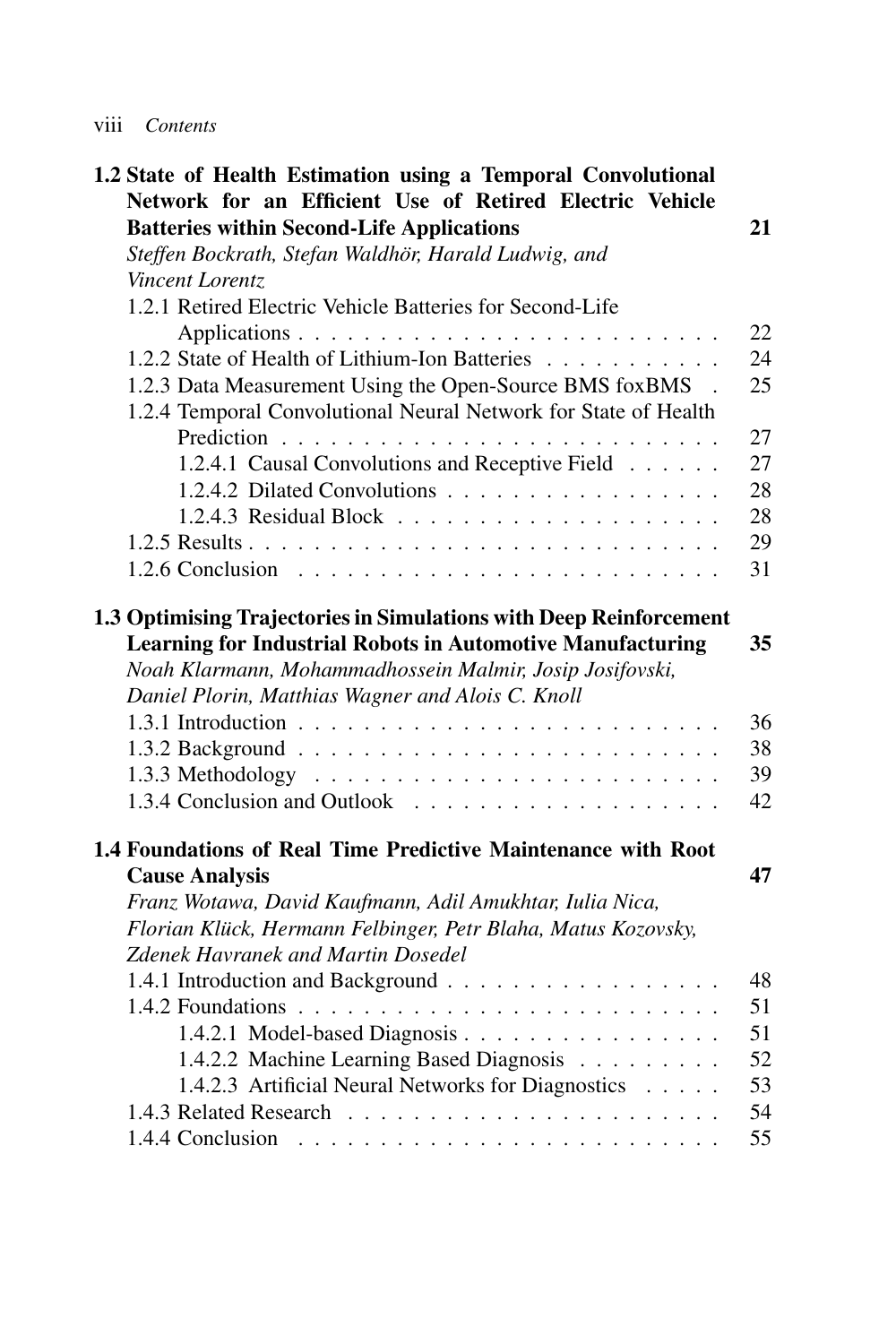**1.2 State of Health Estimation using a Temporal Convolutional Network for an Efficient Use of Retired Electric Vehicle Batteries within Second-Life Applications** **21**
*Steffen Bockrath, Stefan Waldhör, Harald Ludwig, and Vincent Lorentz*

1.2.1 Retired Electric Vehicle Batteries for Second-Life Applications . . . . . . . . . . . . . . . . . . . . . . . . . . 22
1.2.2 State of Health of Lithium-Ion Batteries . . . . . . . . . . . 24
1.2.3 Data Measurement Using the Open-Source BMS foxBMS . 25
1.2.4 Temporal Convolutional Neural Network for State of Health Prediction . . . . . . . . . . . . . . . . . . . . . . . . . . 27
1.2.4.1 Causal Convolutions and Receptive Field . . . . . . 27
1.2.4.2 Dilated Convolutions . . . . . . . . . . . . . . . . . 28
1.2.4.3 Residual Block . . . . . . . . . . . . . . . . . . . . 28
1.2.5 Results . . . . . . . . . . . . . . . . . . . . . . . . . . . . 29
1.2.6 Conclusion . . . . . . . . . . . . . . . . . . . . . . . . . 31

**1.3 Optimising Trajectories in Simulations with Deep Reinforcement Learning for Industrial Robots in Automotive Manufacturing** **35**
*Noah Klarmann, Mohammadhossein Malmir, Josip Josifovski, Daniel Plorin, Matthias Wagner and Alois C. Knoll*

1.3.1 Introduction . . . . . . . . . . . . . . . . . . . . . . . . . 36
1.3.2 Background . . . . . . . . . . . . . . . . . . . . . . . . . 38
1.3.3 Methodology . . . . . . . . . . . . . . . . . . . . . . . . 39
1.3.4 Conclusion and Outlook . . . . . . . . . . . . . . . . . . . 42

**1.4 Foundations of Real Time Predictive Maintenance with Root Cause Analysis** **47**
*Franz Wotawa, David Kaufmann, Adil Amukhtar, Iulia Nica, Florian Klück, Hermann Felbinger, Petr Blaha, Matus Kozovsky, Zdenek Havranek and Martin Dosedel*

1.4.1 Introduction and Background . . . . . . . . . . . . . . . . 48
1.4.2 Foundations . . . . . . . . . . . . . . . . . . . . . . . . . 51
1.4.2.1 Model-based Diagnosis . . . . . . . . . . . . . . . . 51
1.4.2.2 Machine Learning Based Diagnosis . . . . . . . . . 52
1.4.2.3 Artificial Neural Networks for Diagnostics . . . . . 53
1.4.3 Related Research . . . . . . . . . . . . . . . . . . . . . . 54
1.4.4 Conclusion . . . . . . . . . . . . . . . . . . . . . . . . . 55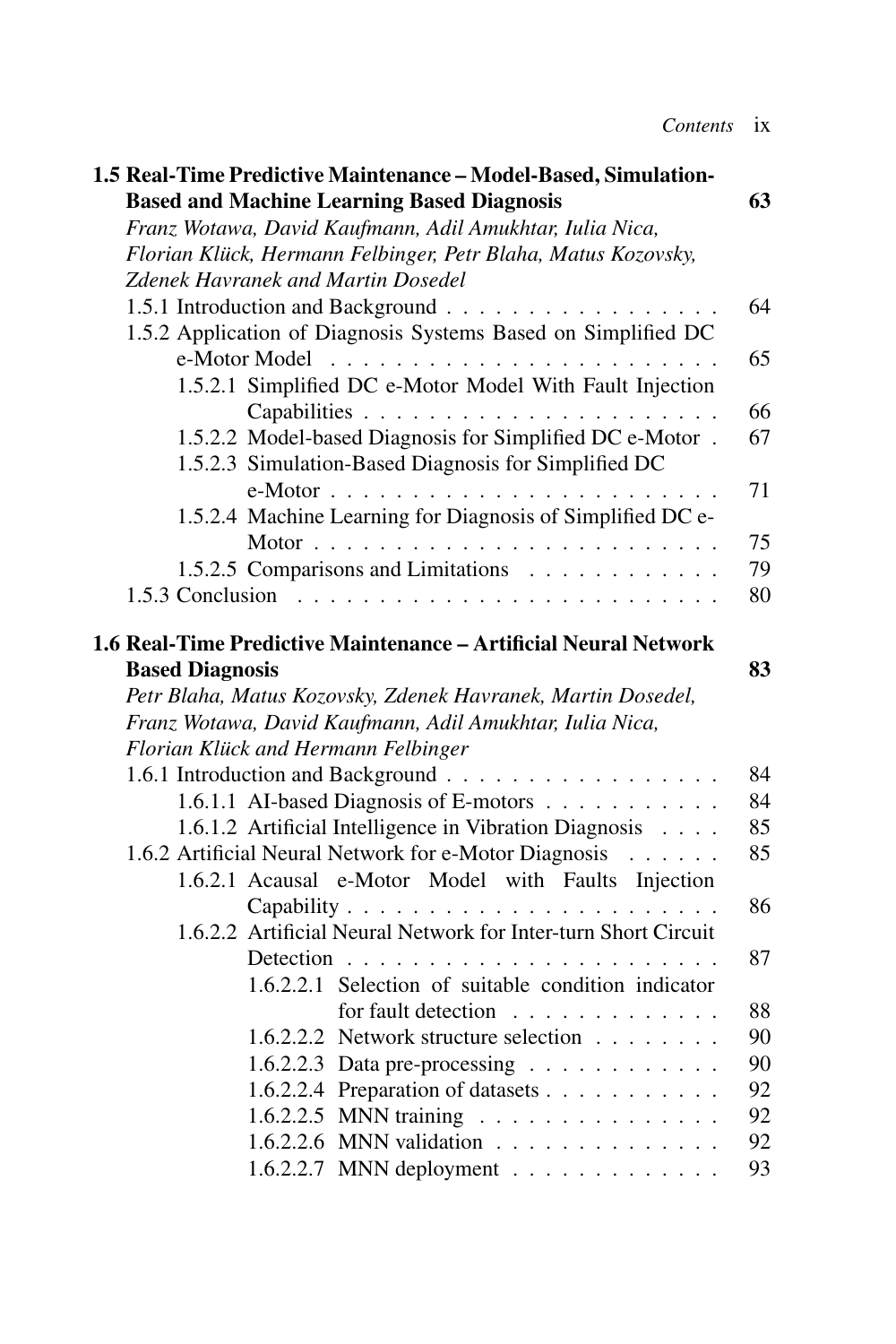**1.5 Real-Time Predictive Maintenance – Model-Based, Simulation-Based and Machine Learning Based Diagnosis** **63**

*Franz Wotawa, David Kaufmann, Adil Amukhtar, Iulia Nica, Florian Klück, Hermann Felbinger, Petr Blaha, Matus Kozovsky, Zdenek Havranek and Martin Dosedel*

- 1.5.1 Introduction and Background . . . 64
- 1.5.2 Application of Diagnosis Systems Based on Simplified DC e-Motor Model . . . 65
  - 1.5.2.1 Simplified DC e-Motor Model With Fault Injection Capabilities . . . 66
  - 1.5.2.2 Model-based Diagnosis for Simplified DC e-Motor . 67
  - 1.5.2.3 Simulation-Based Diagnosis for Simplified DC e-Motor . . . 71
  - 1.5.2.4 Machine Learning for Diagnosis of Simplified DC e-Motor . . . 75
  - 1.5.2.5 Comparisons and Limitations . . . 79
- 1.5.3 Conclusion . . . 80

**1.6 Real-Time Predictive Maintenance – Artificial Neural Network Based Diagnosis** **83**

*Petr Blaha, Matus Kozovsky, Zdenek Havranek, Martin Dosedel, Franz Wotawa, David Kaufmann, Adil Amukhtar, Iulia Nica, Florian Klück and Hermann Felbinger*

- 1.6.1 Introduction and Background . . . 84
  - 1.6.1.1 AI-based Diagnosis of E-motors . . . 84
  - 1.6.1.2 Artificial Intelligence in Vibration Diagnosis . . . 85
- 1.6.2 Artificial Neural Network for e-Motor Diagnosis . . . 85
  - 1.6.2.1 Acausal e-Motor Model with Faults Injection Capability . . . 86
  - 1.6.2.2 Artificial Neural Network for Inter-turn Short Circuit Detection . . . 87
    - 1.6.2.2.1 Selection of suitable condition indicator for fault detection . . . 88
    - 1.6.2.2.2 Network structure selection . . . 90
    - 1.6.2.2.3 Data pre-processing . . . 90
    - 1.6.2.2.4 Preparation of datasets . . . 92
    - 1.6.2.2.5 MNN training . . . 92
    - 1.6.2.2.6 MNN validation . . . 92
    - 1.6.2.2.7 MNN deployment . . . 93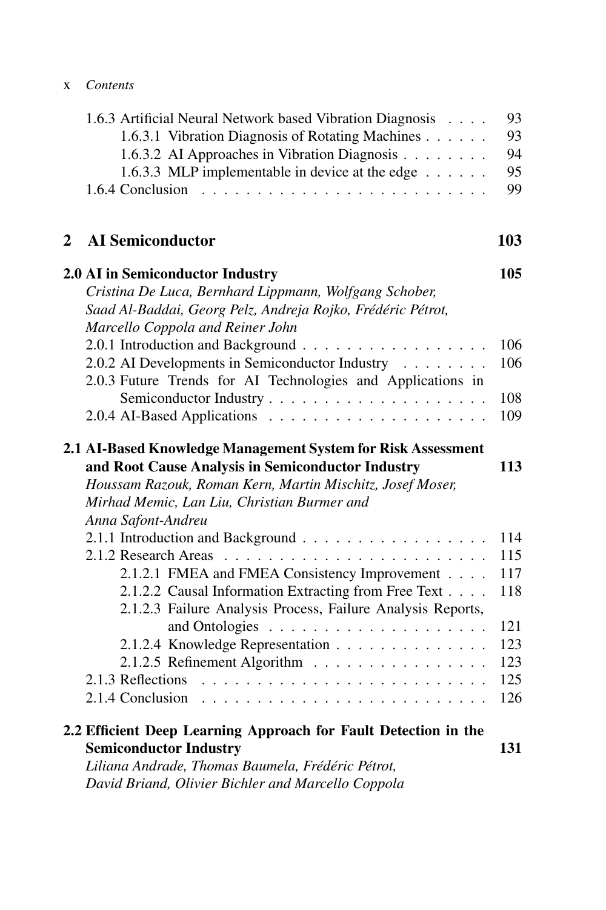1.6.3 Artificial Neural Network based Vibration Diagnosis . . . . 93
    1.6.3.1 Vibration Diagnosis of Rotating Machines . . . . . . 93
    1.6.3.2 AI Approaches in Vibration Diagnosis . . . . . . . . 94
    1.6.3.3 MLP implementable in device at the edge . . . . . . 95
1.6.4 Conclusion . . . . . . . . . . . . . . . . . . . . . . . . . 99

## 2 AI Semiconductor 103

**2.0 AI in Semiconductor Industry 105**

*Cristina De Luca, Bernhard Lippmann, Wolfgang Schober, Saad Al-Baddai, Georg Pelz, Andreja Rojko, Frédéric Pétrot, Marcello Coppola and Reiner John*

2.0.1 Introduction and Background . . . . . . . . . . . . . . . . . 106
2.0.2 AI Developments in Semiconductor Industry . . . . . . . . 106
2.0.3 Future Trends for AI Technologies and Applications in Semiconductor Industry . . . . . . . . . . . . . . . . . . . . 108
2.0.4 AI-Based Applications . . . . . . . . . . . . . . . . . . . . 109

**2.1 AI-Based Knowledge Management System for Risk Assessment and Root Cause Analysis in Semiconductor Industry 113**

*Houssam Razouk, Roman Kern, Martin Mischitz, Josef Moser, Mirhad Memic, Lan Liu, Christian Burmer and Anna Safont-Andreu*

2.1.1 Introduction and Background . . . . . . . . . . . . . . . . . 114
2.1.2 Research Areas . . . . . . . . . . . . . . . . . . . . . . . . 115
    2.1.2.1 FMEA and FMEA Consistency Improvement . . . . 117
    2.1.2.2 Causal Information Extracting from Free Text . . . . 118
    2.1.2.3 Failure Analysis Process, Failure Analysis Reports, and Ontologies . . . . . . . . . . . . . . . . . . . 121
    2.1.2.4 Knowledge Representation . . . . . . . . . . . . . . 123
    2.1.2.5 Refinement Algorithm . . . . . . . . . . . . . . . . 123
2.1.3 Reflections . . . . . . . . . . . . . . . . . . . . . . . . . . 125
2.1.4 Conclusion . . . . . . . . . . . . . . . . . . . . . . . . . . 126

**2.2 Efficient Deep Learning Approach for Fault Detection in the Semiconductor Industry 131**

*Liliana Andrade, Thomas Baumela, Frédéric Pétrot, David Briand, Olivier Bichler and Marcello Coppola*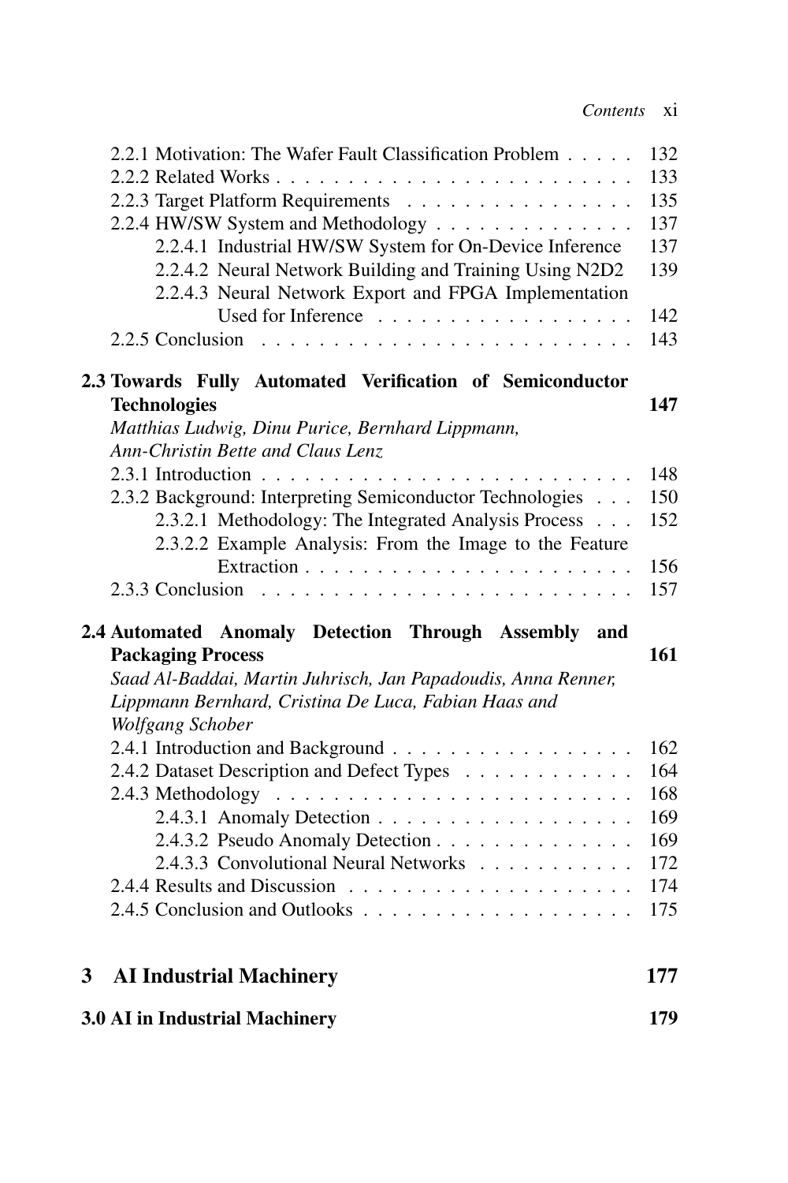2.2.1 Motivation: The Wafer Fault Classification Problem . . . . . 132
2.2.2 Related Works . . . . . . . . . . . . . . . . . . . . . . . . . 133
2.2.3 Target Platform Requirements . . . . . . . . . . . . . . . . 135
2.2.4 HW/SW System and Methodology . . . . . . . . . . . . . . 137
2.2.4.1 Industrial HW/SW System for On-Device Inference 137
2.2.4.2 Neural Network Building and Training Using N2D2 139
2.2.4.3 Neural Network Export and FPGA Implementation Used for Inference . . . . . . . . . . . . . . . . . 142
2.2.5 Conclusion . . . . . . . . . . . . . . . . . . . . . . . . . . 143

**2.3 Towards Fully Automated Verification of Semiconductor Technologies** **147**
*Matthias Ludwig, Dinu Purice, Bernhard Lippmann, Ann-Christin Bette and Claus Lenz*
2.3.1 Introduction . . . . . . . . . . . . . . . . . . . . . . . . . . 148
2.3.2 Background: Interpreting Semiconductor Technologies . . . 150
2.3.2.1 Methodology: The Integrated Analysis Process . . . 152
2.3.2.2 Example Analysis: From the Image to the Feature Extraction . . . . . . . . . . . . . . . . . . . . . . 156
2.3.3 Conclusion . . . . . . . . . . . . . . . . . . . . . . . . . . 157

**2.4 Automated Anomaly Detection Through Assembly and Packaging Process** **161**
*Saad Al-Baddai, Martin Juhrisch, Jan Papadoudis, Anna Renner, Lippmann Bernhard, Cristina De Luca, Fabian Haas and Wolfgang Schober*
2.4.1 Introduction and Background . . . . . . . . . . . . . . . . . 162
2.4.2 Dataset Description and Defect Types . . . . . . . . . . . . 164
2.4.3 Methodology . . . . . . . . . . . . . . . . . . . . . . . . . 168
2.4.3.1 Anomaly Detection . . . . . . . . . . . . . . . . . . 169
2.4.3.2 Pseudo Anomaly Detection . . . . . . . . . . . . . . 169
2.4.3.3 Convolutional Neural Networks . . . . . . . . . . . 172
2.4.4 Results and Discussion . . . . . . . . . . . . . . . . . . . . 174
2.4.5 Conclusion and Outlooks . . . . . . . . . . . . . . . . . . . 175

**3 AI Industrial Machinery** **177**

**3.0 AI in Industrial Machinery** **179**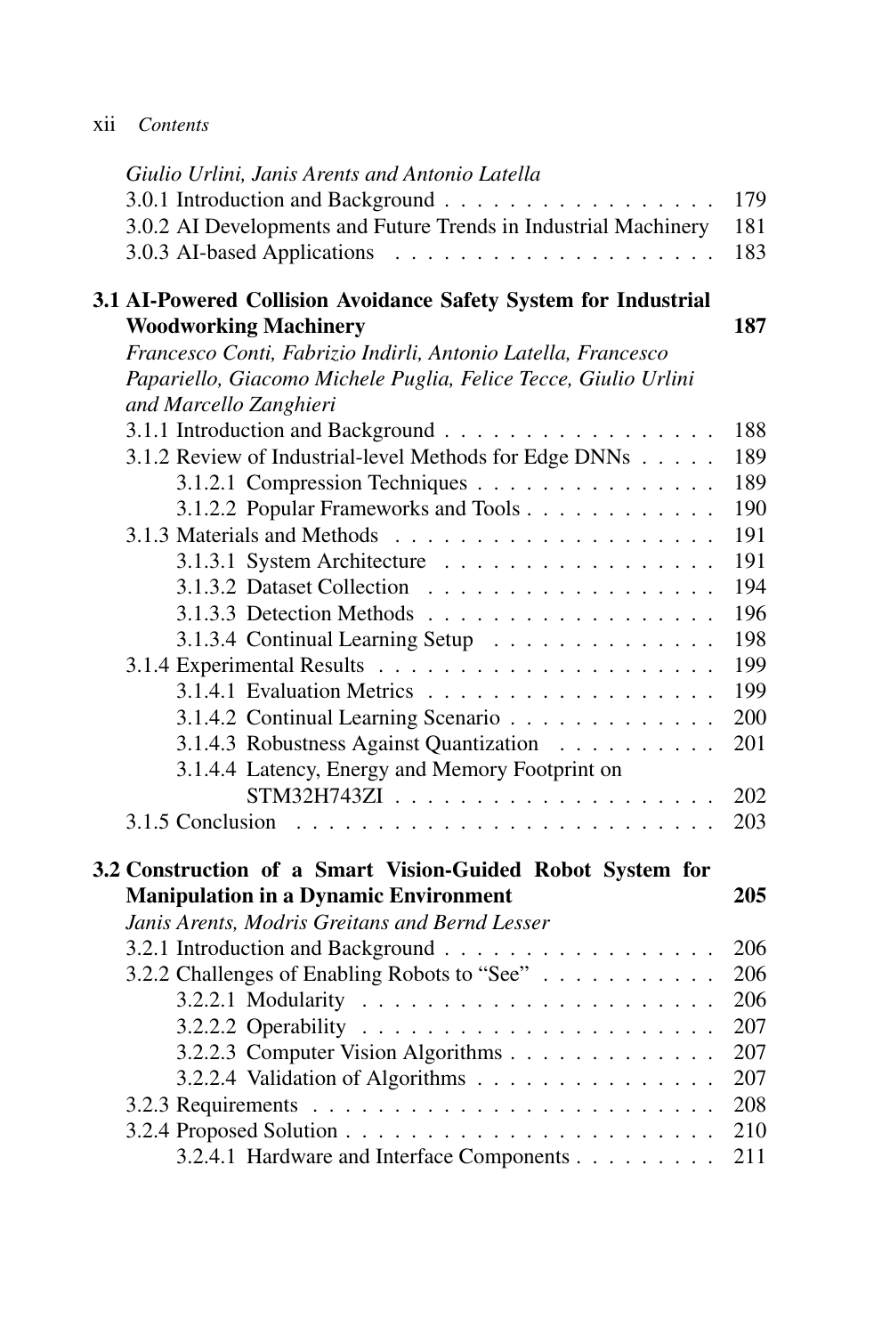*Giulio Urlini, Janis Arents and Antonio Latella*

3.0.1 Introduction and Background . . . . . . . . . . . . . . . . . 179
3.0.2 AI Developments and Future Trends in Industrial Machinery 181
3.0.3 AI-based Applications . . . . . . . . . . . . . . . . . . . . 183

**3.1 AI-Powered Collision Avoidance Safety System for Industrial Woodworking Machinery** **187**

*Francesco Conti, Fabrizio Indirli, Antonio Latella, Francesco Papariello, Giacomo Michele Puglia, Felice Tecce, Giulio Urlini and Marcello Zanghieri*

3.1.1 Introduction and Background . . . . . . . . . . . . . . . . . 188
3.1.2 Review of Industrial-level Methods for Edge DNNs . . . . . 189
3.1.2.1 Compression Techniques . . . . . . . . . . . . . . . 189
3.1.2.2 Popular Frameworks and Tools . . . . . . . . . . . . 190
3.1.3 Materials and Methods . . . . . . . . . . . . . . . . . . . . 191
3.1.3.1 System Architecture . . . . . . . . . . . . . . . . . 191
3.1.3.2 Dataset Collection . . . . . . . . . . . . . . . . . . 194
3.1.3.3 Detection Methods . . . . . . . . . . . . . . . . . . 196
3.1.3.4 Continual Learning Setup . . . . . . . . . . . . . . 198
3.1.4 Experimental Results . . . . . . . . . . . . . . . . . . . . . 199
3.1.4.1 Evaluation Metrics . . . . . . . . . . . . . . . . . . 199
3.1.4.2 Continual Learning Scenario . . . . . . . . . . . . . 200
3.1.4.3 Robustness Against Quantization . . . . . . . . . . 201
3.1.4.4 Latency, Energy and Memory Footprint on STM32H743ZI . . . . . . . . . . . . . . . . . . . . 202
3.1.5 Conclusion . . . . . . . . . . . . . . . . . . . . . . . . . . 203

**3.2 Construction of a Smart Vision-Guided Robot System for Manipulation in a Dynamic Environment** **205**

*Janis Arents, Modris Greitans and Bernd Lesser*

3.2.1 Introduction and Background . . . . . . . . . . . . . . . . . 206
3.2.2 Challenges of Enabling Robots to "See" . . . . . . . . . . . 206
3.2.2.1 Modularity . . . . . . . . . . . . . . . . . . . . . . 206
3.2.2.2 Operability . . . . . . . . . . . . . . . . . . . . . . 207
3.2.2.3 Computer Vision Algorithms . . . . . . . . . . . . . 207
3.2.2.4 Validation of Algorithms . . . . . . . . . . . . . . . 207
3.2.3 Requirements . . . . . . . . . . . . . . . . . . . . . . . . . 208
3.2.4 Proposed Solution . . . . . . . . . . . . . . . . . . . . . . . 210
3.2.4.1 Hardware and Interface Components . . . . . . . . . 211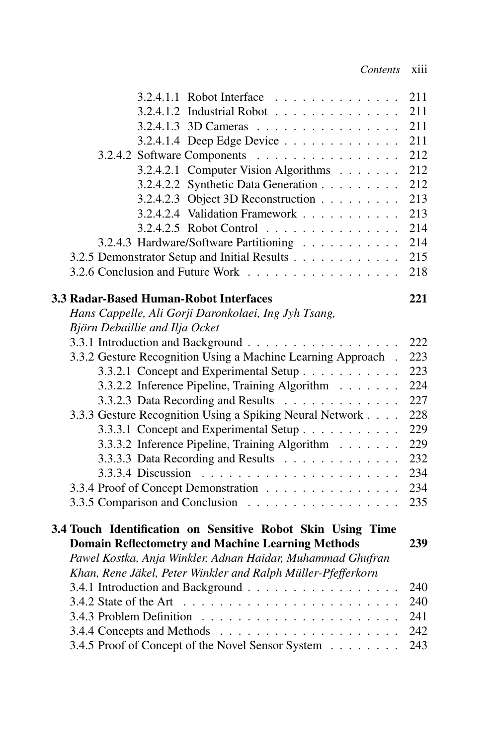3.2.4.1.1 Robot Interface . . . . . . . . . . . . . . 211
3.2.4.1.2 Industrial Robot . . . . . . . . . . . . . . 211
3.2.4.1.3 3D Cameras . . . . . . . . . . . . . . . . 211
3.2.4.1.4 Deep Edge Device . . . . . . . . . . . . . 211
3.2.4.2 Software Components . . . . . . . . . . . . . . . . 212
3.2.4.2.1 Computer Vision Algorithms . . . . . . . 212
3.2.4.2.2 Synthetic Data Generation . . . . . . . . . 212
3.2.4.2.3 Object 3D Reconstruction . . . . . . . . . 213
3.2.4.2.4 Validation Framework . . . . . . . . . . . 213
3.2.4.2.5 Robot Control . . . . . . . . . . . . . . . 214
3.2.4.3 Hardware/Software Partitioning . . . . . . . . . . . 214
3.2.5 Demonstrator Setup and Initial Results . . . . . . . . . . . . 215
3.2.6 Conclusion and Future Work . . . . . . . . . . . . . . . . . 218

**3.3 Radar-Based Human-Robot Interfaces** **221**
*Hans Cappelle, Ali Gorji Daronkolaei, Ing Jyh Tsang, Björn Debaillie and Ilja Ocket*
3.3.1 Introduction and Background . . . . . . . . . . . . . . . . . 222
3.3.2 Gesture Recognition Using a Machine Learning Approach . 223
3.3.2.1 Concept and Experimental Setup . . . . . . . . . . . 223
3.3.2.2 Inference Pipeline, Training Algorithm . . . . . . . 224
3.3.2.3 Data Recording and Results . . . . . . . . . . . . . 227
3.3.3 Gesture Recognition Using a Spiking Neural Network . . . . 228
3.3.3.1 Concept and Experimental Setup . . . . . . . . . . . 229
3.3.3.2 Inference Pipeline, Training Algorithm . . . . . . . 229
3.3.3.3 Data Recording and Results . . . . . . . . . . . . . 232
3.3.3.4 Discussion . . . . . . . . . . . . . . . . . . . . . . 234
3.3.4 Proof of Concept Demonstration . . . . . . . . . . . . . . . 234
3.3.5 Comparison and Conclusion . . . . . . . . . . . . . . . . . 235

**3.4 Touch Identification on Sensitive Robot Skin Using Time Domain Reflectometry and Machine Learning Methods** **239**
*Pawel Kostka, Anja Winkler, Adnan Haidar, Muhammad Ghufran Khan, Rene Jäkel, Peter Winkler and Ralph Müller-Pfefferkorn*
3.4.1 Introduction and Background . . . . . . . . . . . . . . . . . 240
3.4.2 State of the Art . . . . . . . . . . . . . . . . . . . . . . . . 240
3.4.3 Problem Definition . . . . . . . . . . . . . . . . . . . . . . 241
3.4.4 Concepts and Methods . . . . . . . . . . . . . . . . . . . . 242
3.4.5 Proof of Concept of the Novel Sensor System . . . . . . . . 243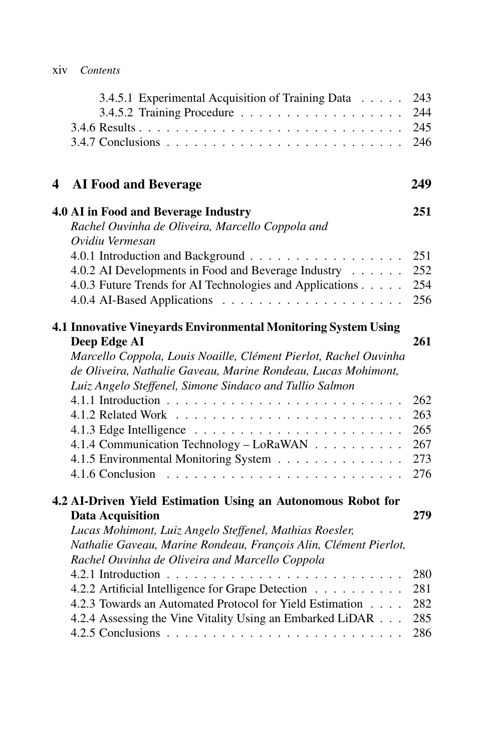3.4.5.1 Experimental Acquisition of Training Data . . . . . 243
3.4.5.2 Training Procedure . . . . . . . . . . . . . . . . . . 244
3.4.6 Results . . . . . . . . . . . . . . . . . . . . . . . . . . . . 245
3.4.7 Conclusions . . . . . . . . . . . . . . . . . . . . . . . . . 246

# 4 AI Food and Beverage 249

**4.0 AI in Food and Beverage Industry 251**
*Rachel Ouvinha de Oliveira, Marcello Coppola and Ovidiu Vermesan*

4.0.1 Introduction and Background . . . . . . . . . . . . . . . . . 251
4.0.2 AI Developments in Food and Beverage Industry . . . . . . 252
4.0.3 Future Trends for AI Technologies and Applications . . . . . 254
4.0.4 AI-Based Applications . . . . . . . . . . . . . . . . . . . . 256

**4.1 Innovative Vineyards Environmental Monitoring System Using Deep Edge AI 261**
*Marcello Coppola, Louis Noaille, Clément Pierlot, Rachel Ouvinha de Oliveira, Nathalie Gaveau, Marine Rondeau, Lucas Mohimont, Luiz Angelo Steffenel, Simone Sindaco and Tullio Salmon*

4.1.1 Introduction . . . . . . . . . . . . . . . . . . . . . . . . . 262
4.1.2 Related Work . . . . . . . . . . . . . . . . . . . . . . . . 263
4.1.3 Edge Intelligence . . . . . . . . . . . . . . . . . . . . . . 265
4.1.4 Communication Technology – LoRaWAN . . . . . . . . . . 267
4.1.5 Environmental Monitoring System . . . . . . . . . . . . . . 273
4.1.6 Conclusion . . . . . . . . . . . . . . . . . . . . . . . . . . 276

**4.2 AI-Driven Yield Estimation Using an Autonomous Robot for Data Acquisition 279**
*Lucas Mohimont, Luiz Angelo Steffenel, Mathias Roesler, Nathalie Gaveau, Marine Rondeau, François Alin, Clément Pierlot, Rachel Ouvinha de Oliveira and Marcello Coppola*

4.2.1 Introduction . . . . . . . . . . . . . . . . . . . . . . . . . 280
4.2.2 Artificial Intelligence for Grape Detection . . . . . . . . . . 281
4.2.3 Towards an Automated Protocol for Yield Estimation . . . . 282
4.2.4 Assessing the Vine Vitality Using an Embarked LiDAR . . . 285
4.2.5 Conclusions . . . . . . . . . . . . . . . . . . . . . . . . . 286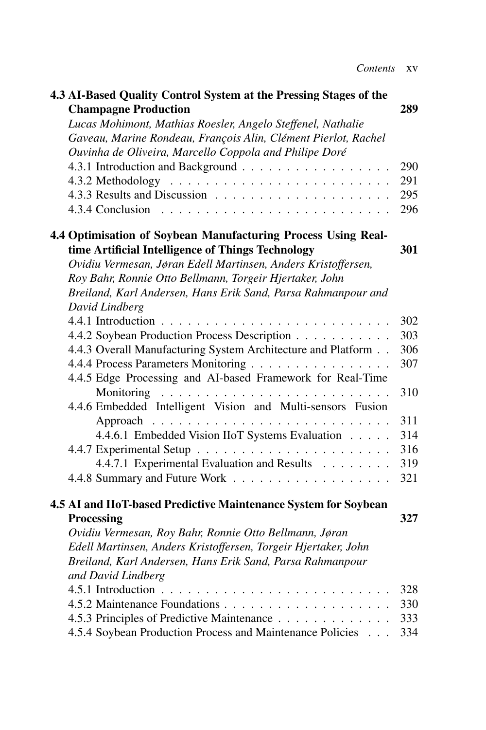**4.3 AI-Based Quality Control System at the Pressing Stages of the Champagne Production** **289**

*Lucas Mohimont, Mathias Roesler, Angelo Steffenel, Nathalie Gaveau, Marine Rondeau, François Alin, Clément Pierlot, Rachel Ouvinha de Oliveira, Marcello Coppola and Philipe Doré*

4.3.1 Introduction and Background . . . . . . . . . . . . . . . . . 290
4.3.2 Methodology . . . . . . . . . . . . . . . . . . . . . . . . . 291
4.3.3 Results and Discussion . . . . . . . . . . . . . . . . . . . . 295
4.3.4 Conclusion . . . . . . . . . . . . . . . . . . . . . . . . . . 296

**4.4 Optimisation of Soybean Manufacturing Process Using Real-time Artificial Intelligence of Things Technology** **301**

*Ovidiu Vermesan, Jøran Edell Martinsen, Anders Kristoffersen, Roy Bahr, Ronnie Otto Bellmann, Torgeir Hjertaker, John Breiland, Karl Andersen, Hans Erik Sand, Parsa Rahmanpour and David Lindberg*

4.4.1 Introduction . . . . . . . . . . . . . . . . . . . . . . . . . . 302
4.4.2 Soybean Production Process Description . . . . . . . . . . . 303
4.4.3 Overall Manufacturing System Architecture and Platform . . 306
4.4.4 Process Parameters Monitoring . . . . . . . . . . . . . . . . 307
4.4.5 Edge Processing and AI-based Framework for Real-Time Monitoring . . . . . . . . . . . . . . . . . . . . . . . . . . 310
4.4.6 Embedded Intelligent Vision and Multi-sensors Fusion Approach . . . . . . . . . . . . . . . . . . . . . . . . . . . 311
4.4.6.1 Embedded Vision IIoT Systems Evaluation . . . . . 314
4.4.7 Experimental Setup . . . . . . . . . . . . . . . . . . . . . . 316
4.4.7.1 Experimental Evaluation and Results . . . . . . . . 319
4.4.8 Summary and Future Work . . . . . . . . . . . . . . . . . . 321

**4.5 AI and IIoT-based Predictive Maintenance System for Soybean Processing** **327**

*Ovidiu Vermesan, Roy Bahr, Ronnie Otto Bellmann, Jøran Edell Martinsen, Anders Kristoffersen, Torgeir Hjertaker, John Breiland, Karl Andersen, Hans Erik Sand, Parsa Rahmanpour and David Lindberg*

4.5.1 Introduction . . . . . . . . . . . . . . . . . . . . . . . . . . 328
4.5.2 Maintenance Foundations . . . . . . . . . . . . . . . . . . . 330
4.5.3 Principles of Predictive Maintenance . . . . . . . . . . . . . 333
4.5.4 Soybean Production Process and Maintenance Policies . . . 334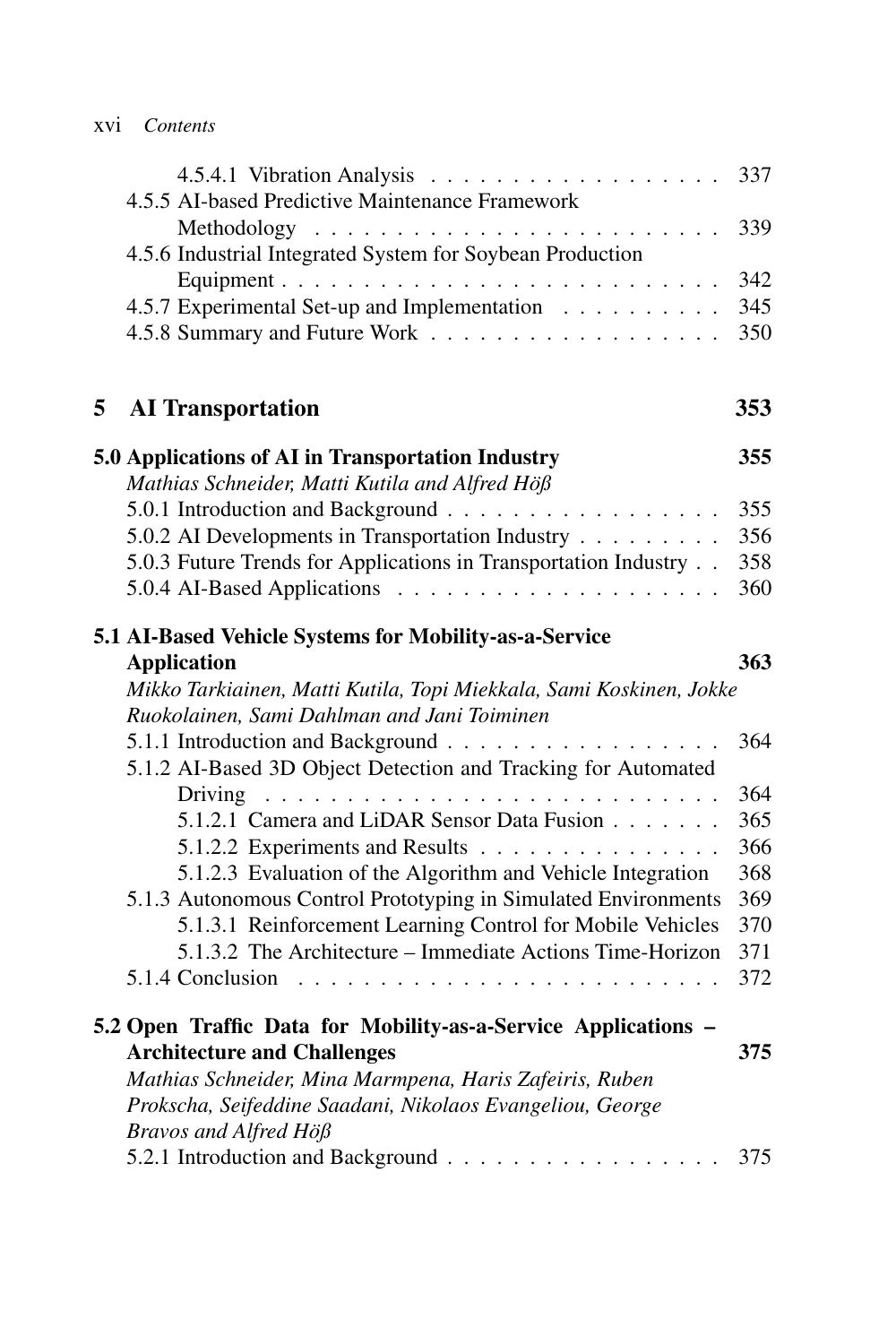4.5.4.1 Vibration Analysis . . . . . . . . . . . . . . . . . . 337

4.5.5 AI-based Predictive Maintenance Framework Methodology . . . . . . . . . . . . . . . . . . . . . . . . . 339

4.5.6 Industrial Integrated System for Soybean Production Equipment . . . . . . . . . . . . . . . . . . . . . . . . . . . 342

4.5.7 Experimental Set-up and Implementation . . . . . . . . . . 345

4.5.8 Summary and Future Work . . . . . . . . . . . . . . . . . . 350

# 5 AI Transportation 353

## 5.0 Applications of AI in Transportation Industry 355

*Mathias Schneider, Matti Kutila and Alfred Höß*

5.0.1 Introduction and Background . . . . . . . . . . . . . . . . . 355

5.0.2 AI Developments in Transportation Industry . . . . . . . . . 356

5.0.3 Future Trends for Applications in Transportation Industry . . 358

5.0.4 AI-Based Applications . . . . . . . . . . . . . . . . . . . . 360

## 5.1 AI-Based Vehicle Systems for Mobility-as-a-Service Application 363

*Mikko Tarkiainen, Matti Kutila, Topi Miekkala, Sami Koskinen, Jokke Ruokolainen, Sami Dahlman and Jani Toiminen*

5.1.1 Introduction and Background . . . . . . . . . . . . . . . . . 364

5.1.2 AI-Based 3D Object Detection and Tracking for Automated Driving . . . . . . . . . . . . . . . . . . . . . . . . . . . . 364

5.1.2.1 Camera and LiDAR Sensor Data Fusion . . . . . . . 365

5.1.2.2 Experiments and Results . . . . . . . . . . . . . . . 366

5.1.2.3 Evaluation of the Algorithm and Vehicle Integration 368

5.1.3 Autonomous Control Prototyping in Simulated Environments 369

5.1.3.1 Reinforcement Learning Control for Mobile Vehicles 370

5.1.3.2 The Architecture – Immediate Actions Time-Horizon 371

5.1.4 Conclusion . . . . . . . . . . . . . . . . . . . . . . . . . . 372

## 5.2 Open Traffic Data for Mobility-as-a-Service Applications – Architecture and Challenges 375

*Mathias Schneider, Mina Marmpena, Haris Zafeiris, Ruben Prokscha, Seifeddine Saadani, Nikolaos Evangeliou, George Bravos and Alfred Höß*

5.2.1 Introduction and Background . . . . . . . . . . . . . . . . . 375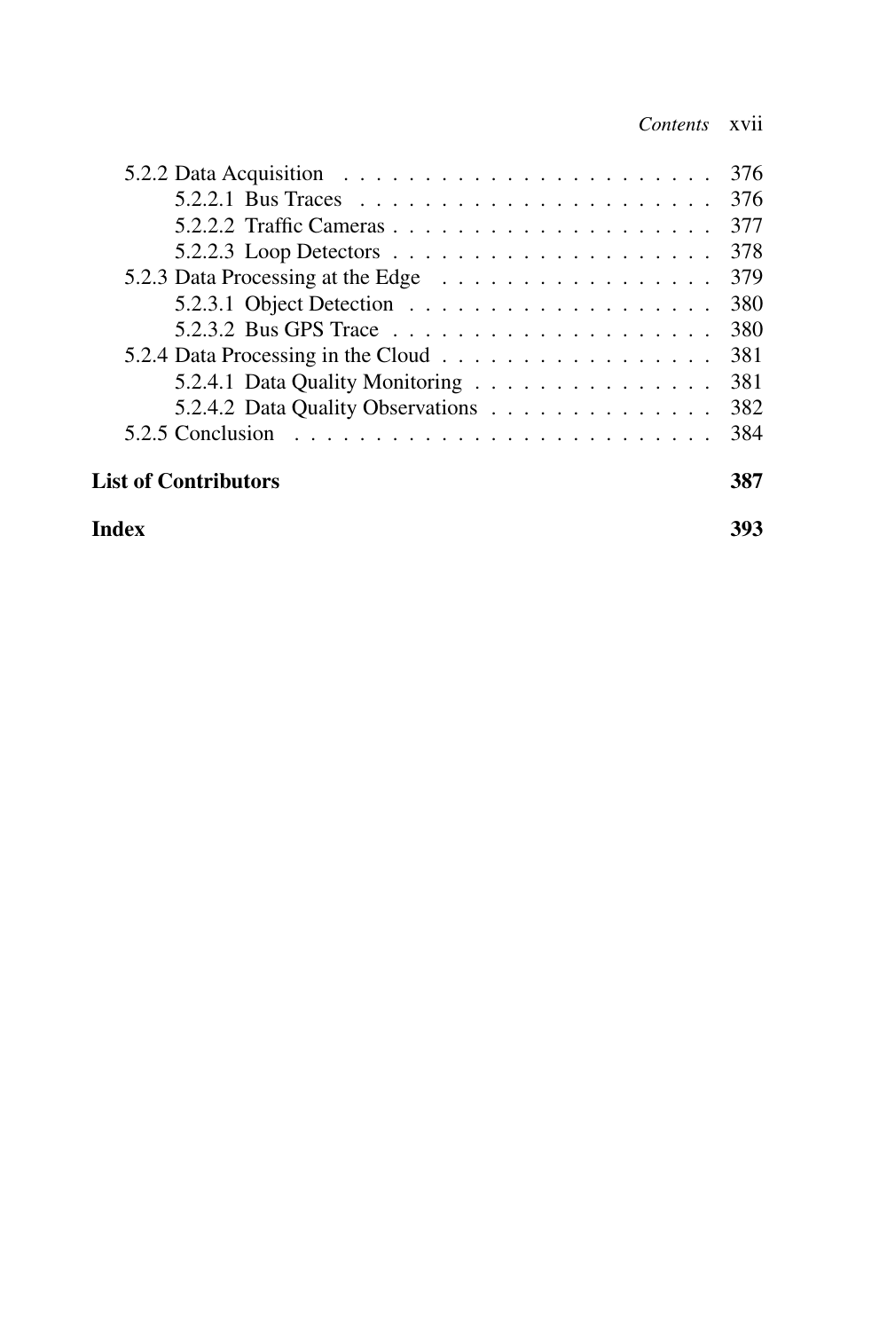5.2.2 Data Acquisition . . . . . . . . . . . . . . . . . . . . . . . 376
    5.2.2.1 Bus Traces . . . . . . . . . . . . . . . . . . . . . . 376
    5.2.2.2 Traffic Cameras . . . . . . . . . . . . . . . . . . . . 377
    5.2.2.3 Loop Detectors . . . . . . . . . . . . . . . . . . . . 378
5.2.3 Data Processing at the Edge . . . . . . . . . . . . . . . . . 379
    5.2.3.1 Object Detection . . . . . . . . . . . . . . . . . . . 380
    5.2.3.2 Bus GPS Trace . . . . . . . . . . . . . . . . . . . . 380
5.2.4 Data Processing in the Cloud . . . . . . . . . . . . . . . . . 381
    5.2.4.1 Data Quality Monitoring . . . . . . . . . . . . . . . 381
    5.2.4.2 Data Quality Observations . . . . . . . . . . . . . . 382
5.2.5 Conclusion . . . . . . . . . . . . . . . . . . . . . . . . . 384

**List of Contributors** **387**

**Index** **393**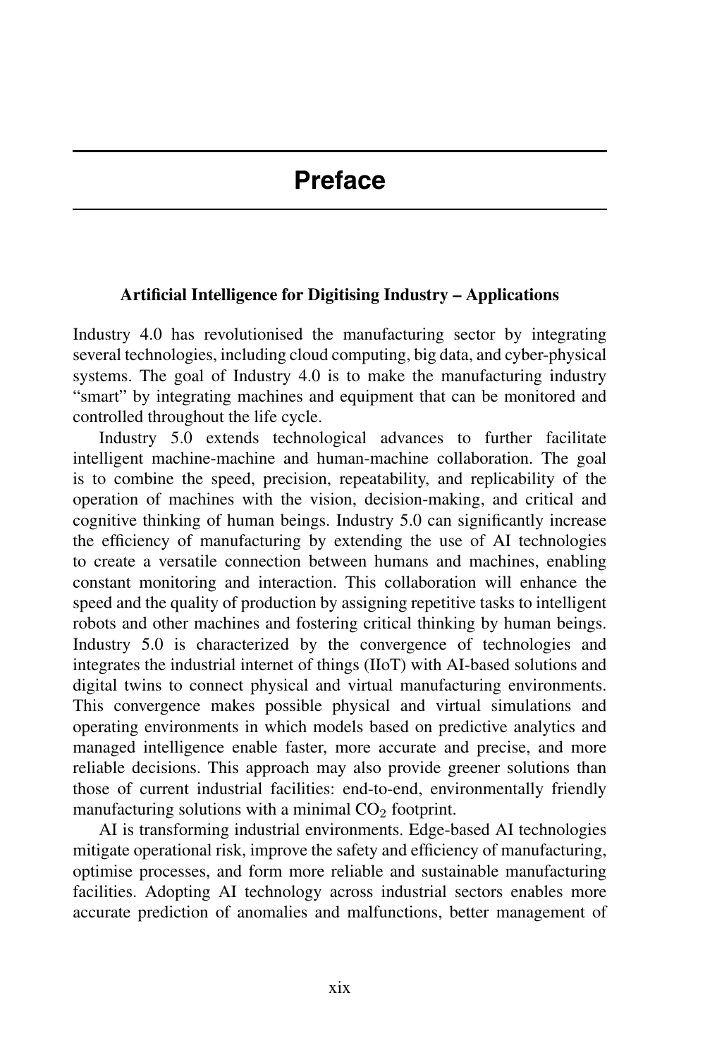# Preface

**Artificial Intelligence for Digitising Industry – Applications**

Industry 4.0 has revolutionised the manufacturing sector by integrating several technologies, including cloud computing, big data, and cyber-physical systems. The goal of Industry 4.0 is to make the manufacturing industry "smart" by integrating machines and equipment that can be monitored and controlled throughout the life cycle.

Industry 5.0 extends technological advances to further facilitate intelligent machine-machine and human-machine collaboration. The goal is to combine the speed, precision, repeatability, and replicability of the operation of machines with the vision, decision-making, and critical and cognitive thinking of human beings. Industry 5.0 can significantly increase the efficiency of manufacturing by extending the use of AI technologies to create a versatile connection between humans and machines, enabling constant monitoring and interaction. This collaboration will enhance the speed and the quality of production by assigning repetitive tasks to intelligent robots and other machines and fostering critical thinking by human beings. Industry 5.0 is characterized by the convergence of technologies and integrates the industrial internet of things (IIoT) with AI-based solutions and digital twins to connect physical and virtual manufacturing environments. This convergence makes possible physical and virtual simulations and operating environments in which models based on predictive analytics and managed intelligence enable faster, more accurate and precise, and more reliable decisions. This approach may also provide greener solutions than those of current industrial facilities: end-to-end, environmentally friendly manufacturing solutions with a minimal $CO_2$ footprint.

AI is transforming industrial environments. Edge-based AI technologies mitigate operational risk, improve the safety and efficiency of manufacturing, optimise processes, and form more reliable and sustainable manufacturing facilities. Adopting AI technology across industrial sectors enables more accurate prediction of anomalies and malfunctions, better management of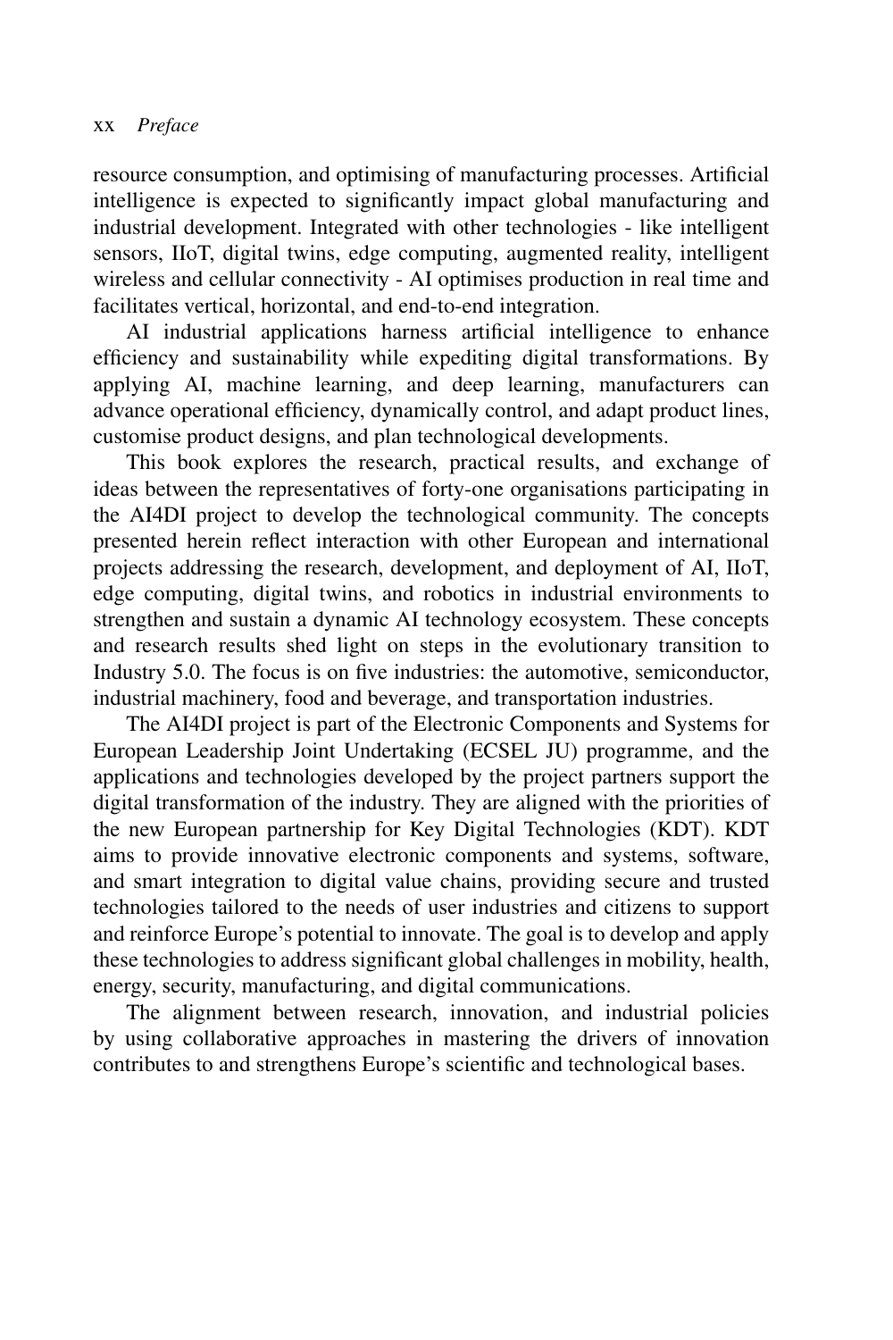resource consumption, and optimising of manufacturing processes. Artificial intelligence is expected to significantly impact global manufacturing and industrial development. Integrated with other technologies - like intelligent sensors, IIoT, digital twins, edge computing, augmented reality, intelligent wireless and cellular connectivity - AI optimises production in real time and facilitates vertical, horizontal, and end-to-end integration.

AI industrial applications harness artificial intelligence to enhance efficiency and sustainability while expediting digital transformations. By applying AI, machine learning, and deep learning, manufacturers can advance operational efficiency, dynamically control, and adapt product lines, customise product designs, and plan technological developments.

This book explores the research, practical results, and exchange of ideas between the representatives of forty-one organisations participating in the AI4DI project to develop the technological community. The concepts presented herein reflect interaction with other European and international projects addressing the research, development, and deployment of AI, IIoT, edge computing, digital twins, and robotics in industrial environments to strengthen and sustain a dynamic AI technology ecosystem. These concepts and research results shed light on steps in the evolutionary transition to Industry 5.0. The focus is on five industries: the automotive, semiconductor, industrial machinery, food and beverage, and transportation industries.

The AI4DI project is part of the Electronic Components and Systems for European Leadership Joint Undertaking (ECSEL JU) programme, and the applications and technologies developed by the project partners support the digital transformation of the industry. They are aligned with the priorities of the new European partnership for Key Digital Technologies (KDT). KDT aims to provide innovative electronic components and systems, software, and smart integration to digital value chains, providing secure and trusted technologies tailored to the needs of user industries and citizens to support and reinforce Europe's potential to innovate. The goal is to develop and apply these technologies to address significant global challenges in mobility, health, energy, security, manufacturing, and digital communications.

The alignment between research, innovation, and industrial policies by using collaborative approaches in mastering the drivers of innovation contributes to and strengthens Europe's scientific and technological bases.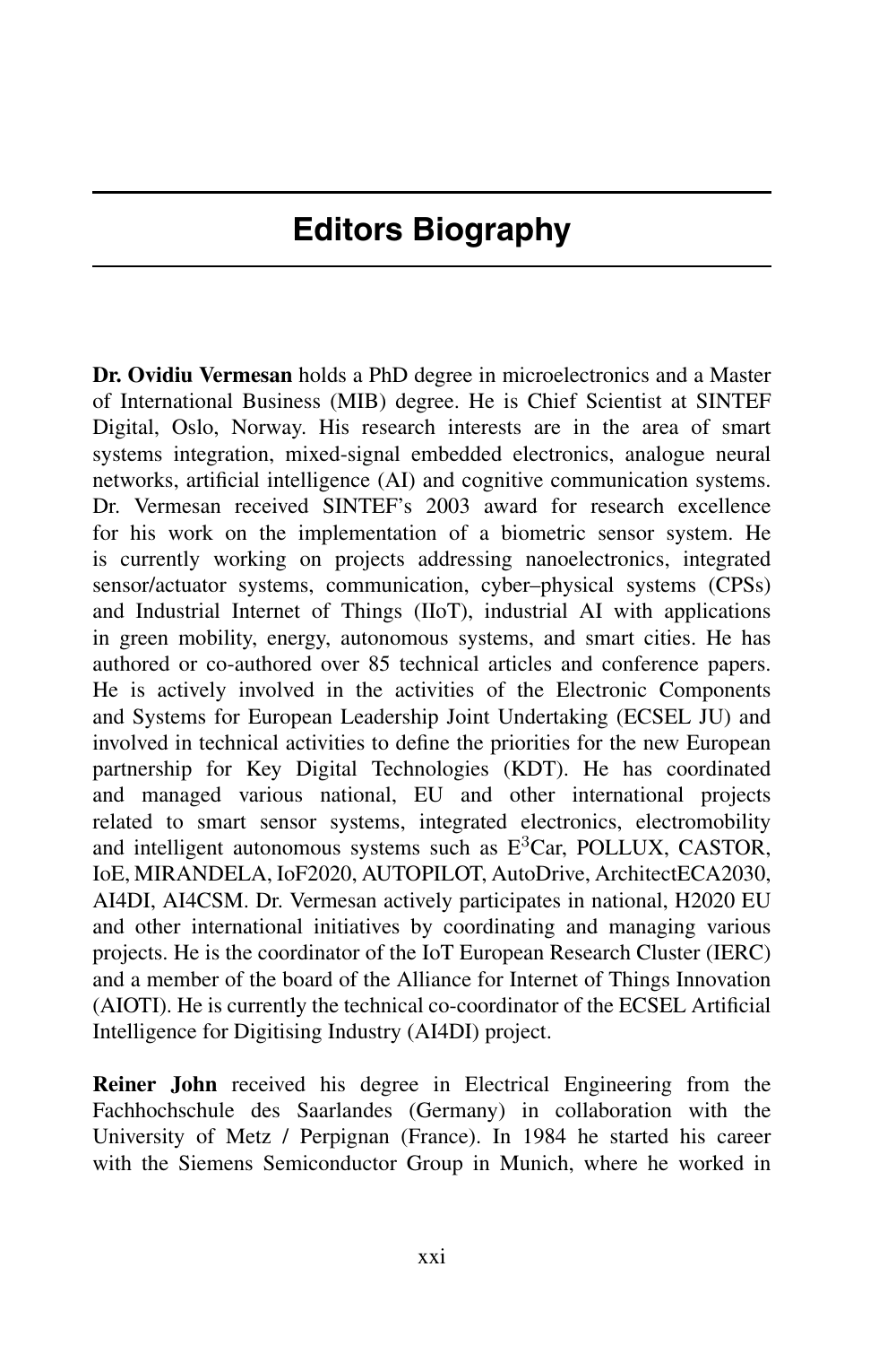# Editors Biography

**Dr. Ovidiu Vermesan** holds a PhD degree in microelectronics and a Master of International Business (MIB) degree. He is Chief Scientist at SINTEF Digital, Oslo, Norway. His research interests are in the area of smart systems integration, mixed-signal embedded electronics, analogue neural networks, artificial intelligence (AI) and cognitive communication systems. Dr. Vermesan received SINTEF's 2003 award for research excellence for his work on the implementation of a biometric sensor system. He is currently working on projects addressing nanoelectronics, integrated sensor/actuator systems, communication, cyber–physical systems (CPSs) and Industrial Internet of Things (IIoT), industrial AI with applications in green mobility, energy, autonomous systems, and smart cities. He has authored or co-authored over 85 technical articles and conference papers. He is actively involved in the activities of the Electronic Components and Systems for European Leadership Joint Undertaking (ECSEL JU) and involved in technical activities to define the priorities for the new European partnership for Key Digital Technologies (KDT). He has coordinated and managed various national, EU and other international projects related to smart sensor systems, integrated electronics, electromobility and intelligent autonomous systems such as $E^3$Car, POLLUX, CASTOR, IoE, MIRANDELA, IoF2020, AUTOPILOT, AutoDrive, ArchitectECA2030, AI4DI, AI4CSM. Dr. Vermesan actively participates in national, H2020 EU and other international initiatives by coordinating and managing various projects. He is the coordinator of the IoT European Research Cluster (IERC) and a member of the board of the Alliance for Internet of Things Innovation (AIOTI). He is currently the technical co-coordinator of the ECSEL Artificial Intelligence for Digitising Industry (AI4DI) project.

**Reiner John** received his degree in Electrical Engineering from the Fachhochschule des Saarlandes (Germany) in collaboration with the University of Metz / Perpignan (France). In 1984 he started his career with the Siemens Semiconductor Group in Munich, where he worked in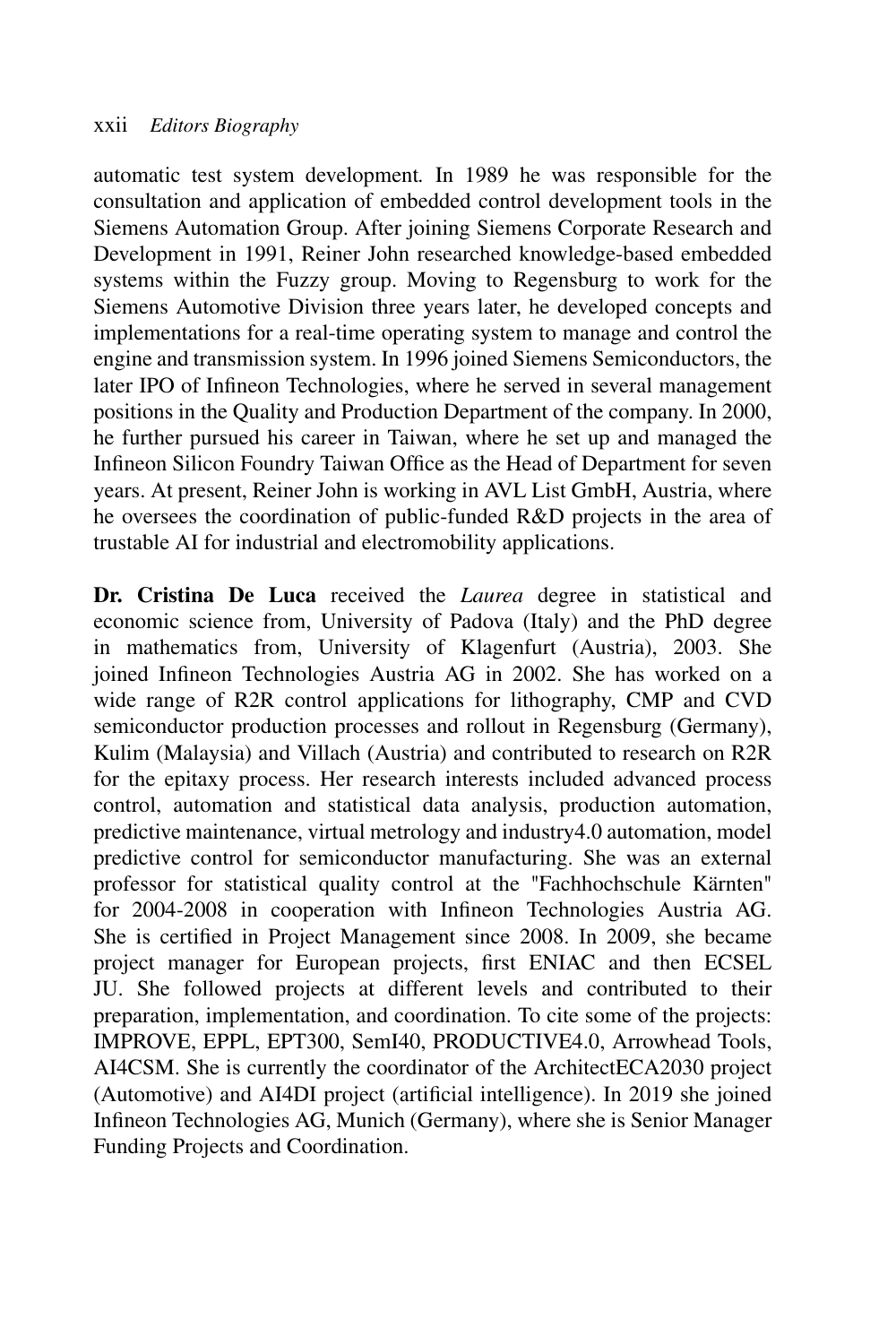automatic test system development. In 1989 he was responsible for the consultation and application of embedded control development tools in the Siemens Automation Group. After joining Siemens Corporate Research and Development in 1991, Reiner John researched knowledge-based embedded systems within the Fuzzy group. Moving to Regensburg to work for the Siemens Automotive Division three years later, he developed concepts and implementations for a real-time operating system to manage and control the engine and transmission system. In 1996 joined Siemens Semiconductors, the later IPO of Infineon Technologies, where he served in several management positions in the Quality and Production Department of the company. In 2000, he further pursued his career in Taiwan, where he set up and managed the Infineon Silicon Foundry Taiwan Office as the Head of Department for seven years. At present, Reiner John is working in AVL List GmbH, Austria, where he oversees the coordination of public-funded R&D projects in the area of trustable AI for industrial and electromobility applications.

**Dr. Cristina De Luca** received the *Laurea* degree in statistical and economic science from, University of Padova (Italy) and the PhD degree in mathematics from, University of Klagenfurt (Austria), 2003. She joined Infineon Technologies Austria AG in 2002. She has worked on a wide range of R2R control applications for lithography, CMP and CVD semiconductor production processes and rollout in Regensburg (Germany), Kulim (Malaysia) and Villach (Austria) and contributed to research on R2R for the epitaxy process. Her research interests included advanced process control, automation and statistical data analysis, production automation, predictive maintenance, virtual metrology and industry4.0 automation, model predictive control for semiconductor manufacturing. She was an external professor for statistical quality control at the "Fachhochschule Kärnten" for 2004-2008 in cooperation with Infineon Technologies Austria AG. She is certified in Project Management since 2008. In 2009, she became project manager for European projects, first ENIAC and then ECSEL JU. She followed projects at different levels and contributed to their preparation, implementation, and coordination. To cite some of the projects: IMPROVE, EPPL, EPT300, SemI40, PRODUCTIVE4.0, Arrowhead Tools, AI4CSM. She is currently the coordinator of the ArchitectECA2030 project (Automotive) and AI4DI project (artificial intelligence). In 2019 she joined Infineon Technologies AG, Munich (Germany), where she is Senior Manager Funding Projects and Coordination.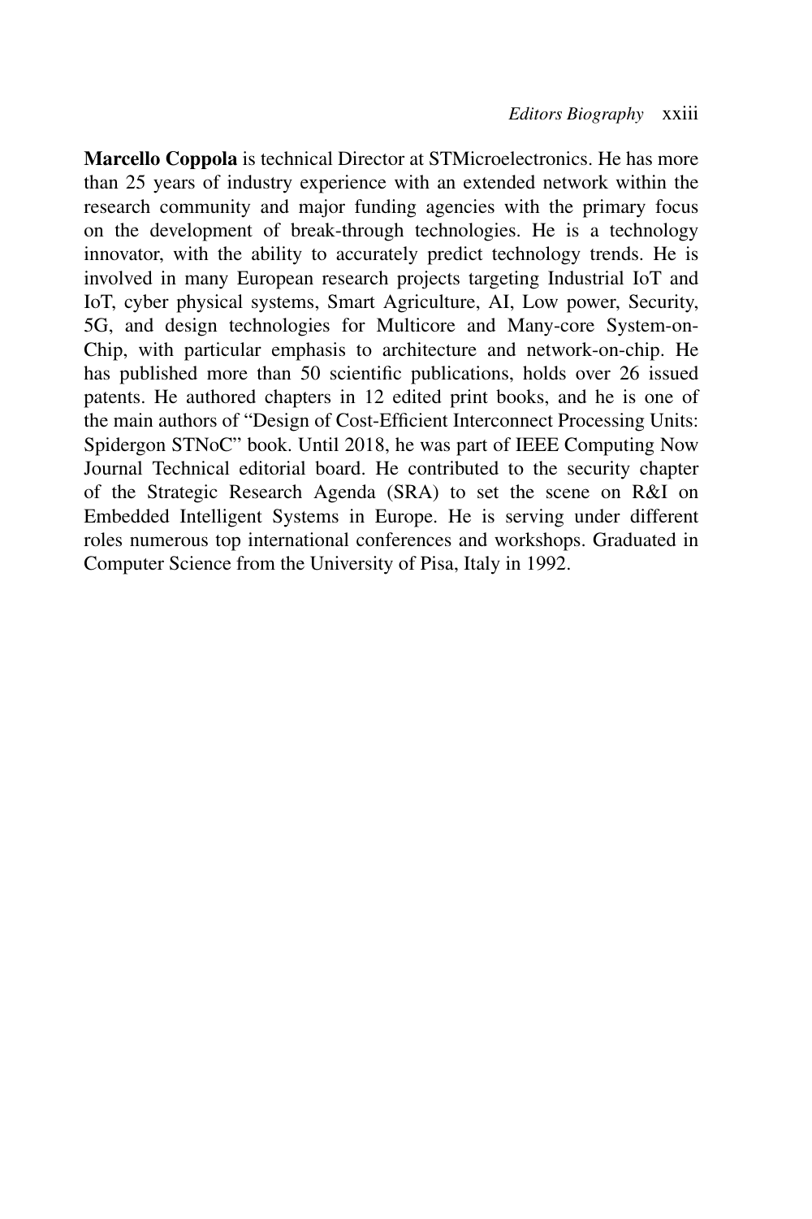**Marcello Coppola** is technical Director at STMicroelectronics. He has more than 25 years of industry experience with an extended network within the research community and major funding agencies with the primary focus on the development of break-through technologies. He is a technology innovator, with the ability to accurately predict technology trends. He is involved in many European research projects targeting Industrial IoT and IoT, cyber physical systems, Smart Agriculture, AI, Low power, Security, 5G, and design technologies for Multicore and Many-core System-on-Chip, with particular emphasis to architecture and network-on-chip. He has published more than 50 scientific publications, holds over 26 issued patents. He authored chapters in 12 edited print books, and he is one of the main authors of "Design of Cost-Efficient Interconnect Processing Units: Spidergon STNoC" book. Until 2018, he was part of IEEE Computing Now Journal Technical editorial board. He contributed to the security chapter of the Strategic Research Agenda (SRA) to set the scene on R&I on Embedded Intelligent Systems in Europe. He is serving under different roles numerous top international conferences and workshops. Graduated in Computer Science from the University of Pisa, Italy in 1992.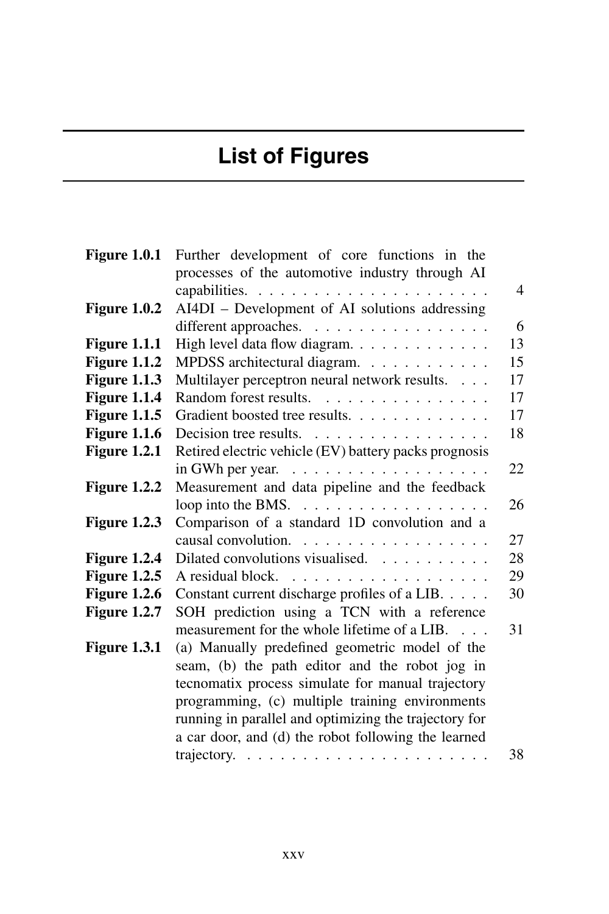# List of Figures

| | | |
|---|---|---|
| **Figure 1.0.1** | Further development of core functions in the processes of the automotive industry through AI capabilities. | 4 |
| **Figure 1.0.2** | AI4DI – Development of AI solutions addressing different approaches. | 6 |
| **Figure 1.1.1** | High level data flow diagram. | 13 |
| **Figure 1.1.2** | MPDSS architectural diagram. | 15 |
| **Figure 1.1.3** | Multilayer perceptron neural network results. | 17 |
| **Figure 1.1.4** | Random forest results. | 17 |
| **Figure 1.1.5** | Gradient boosted tree results. | 17 |
| **Figure 1.1.6** | Decision tree results. | 18 |
| **Figure 1.2.1** | Retired electric vehicle (EV) battery packs prognosis in GWh per year. | 22 |
| **Figure 1.2.2** | Measurement and data pipeline and the feedback loop into the BMS. | 26 |
| **Figure 1.2.3** | Comparison of a standard 1D convolution and a causal convolution. | 27 |
| **Figure 1.2.4** | Dilated convolutions visualised. | 28 |
| **Figure 1.2.5** | A residual block. | 29 |
| **Figure 1.2.6** | Constant current discharge profiles of a LIB. | 30 |
| **Figure 1.2.7** | SOH prediction using a TCN with a reference measurement for the whole lifetime of a LIB. | 31 |
| **Figure 1.3.1** | (a) Manually predefined geometric model of the seam, (b) the path editor and the robot jog in tecnomatix process simulate for manual trajectory programming, (c) multiple training environments running in parallel and optimizing the trajectory for a car door, and (d) the robot following the learned trajectory. | 38 |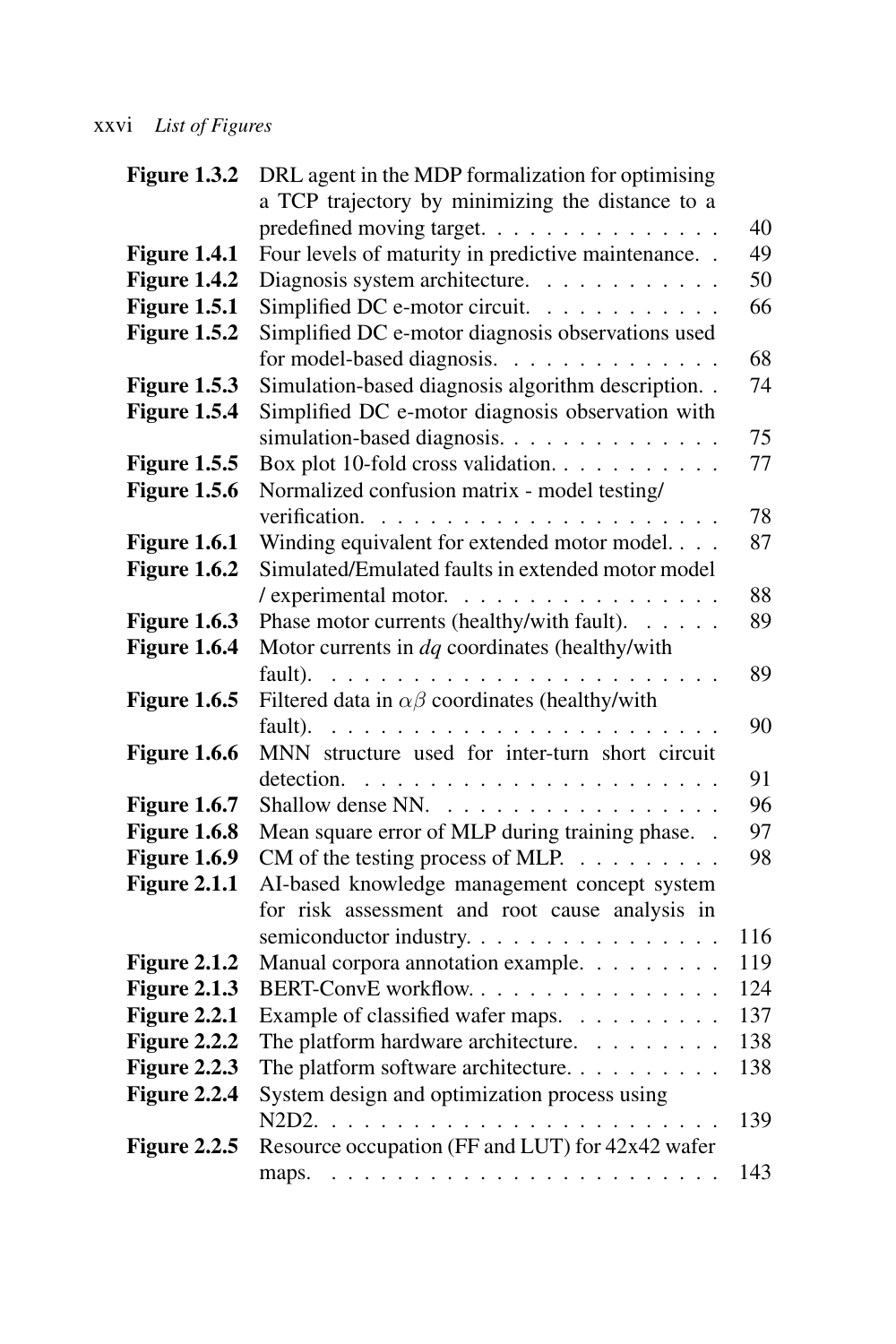| | | |
|---|---|---|
| **Figure 1.3.2** | DRL agent in the MDP formalization for optimising a TCP trajectory by minimizing the distance to a predefined moving target. | 40 |
| **Figure 1.4.1** | Four levels of maturity in predictive maintenance. | 49 |
| **Figure 1.4.2** | Diagnosis system architecture. | 50 |
| **Figure 1.5.1** | Simplified DC e-motor circuit. | 66 |
| **Figure 1.5.2** | Simplified DC e-motor diagnosis observations used for model-based diagnosis. | 68 |
| **Figure 1.5.3** | Simulation-based diagnosis algorithm description. | 74 |
| **Figure 1.5.4** | Simplified DC e-motor diagnosis observation with simulation-based diagnosis. | 75 |
| **Figure 1.5.5** | Box plot 10-fold cross validation. | 77 |
| **Figure 1.5.6** | Normalized confusion matrix - model testing/ verification. | 78 |
| **Figure 1.6.1** | Winding equivalent for extended motor model. | 87 |
| **Figure 1.6.2** | Simulated/Emulated faults in extended motor model / experimental motor. | 88 |
| **Figure 1.6.3** | Phase motor currents (healthy/with fault). | 89 |
| **Figure 1.6.4** | Motor currents in *dq* coordinates (healthy/with fault). | 89 |
| **Figure 1.6.5** | Filtered data in $\alpha\beta$ coordinates (healthy/with fault). | 90 |
| **Figure 1.6.6** | MNN structure used for inter-turn short circuit detection. | 91 |
| **Figure 1.6.7** | Shallow dense NN. | 96 |
| **Figure 1.6.8** | Mean square error of MLP during training phase. | 97 |
| **Figure 1.6.9** | CM of the testing process of MLP. | 98 |
| **Figure 2.1.1** | AI-based knowledge management concept system for risk assessment and root cause analysis in semiconductor industry. | 116 |
| **Figure 2.1.2** | Manual corpora annotation example. | 119 |
| **Figure 2.1.3** | BERT-ConvE workflow. | 124 |
| **Figure 2.2.1** | Example of classified wafer maps. | 137 |
| **Figure 2.2.2** | The platform hardware architecture. | 138 |
| **Figure 2.2.3** | The platform software architecture. | 138 |
| **Figure 2.2.4** | System design and optimization process using N2D2. | 139 |
| **Figure 2.2.5** | Resource occupation (FF and LUT) for 42x42 wafer maps. | 143 |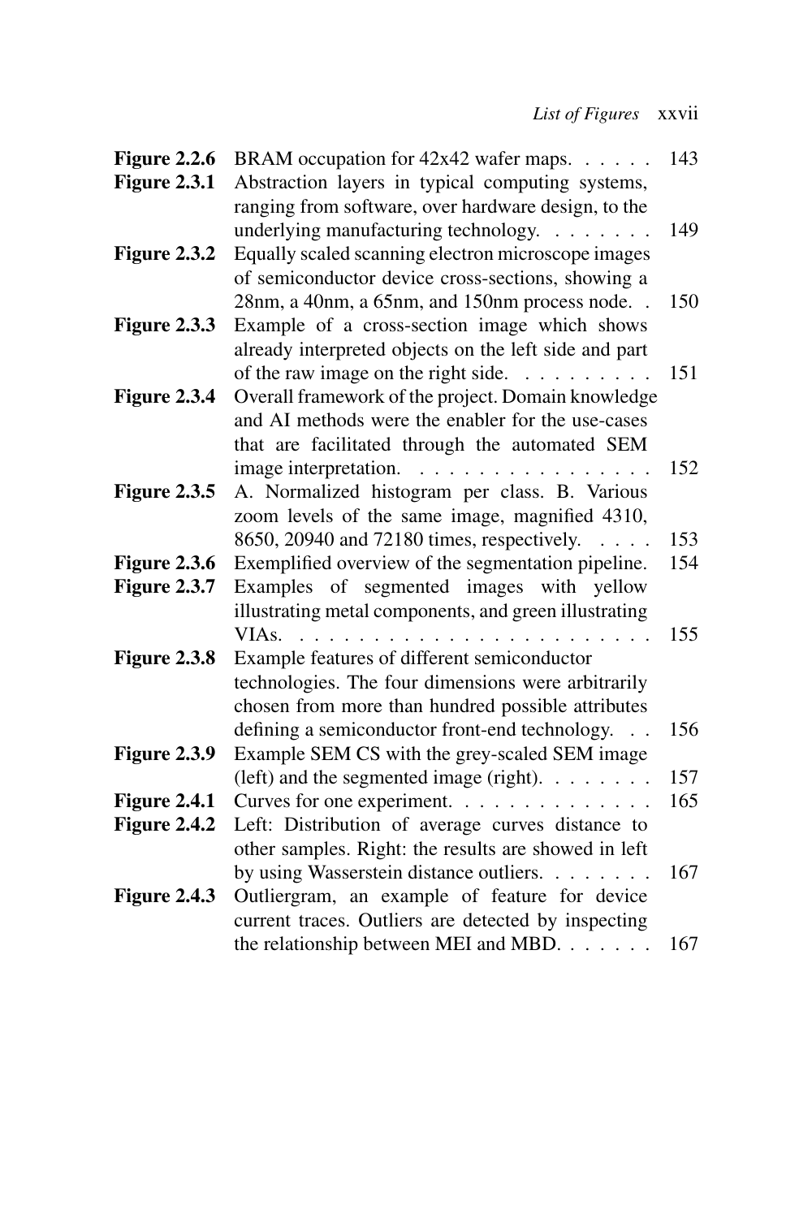| | | |
|---|---|---|
| **Figure 2.2.6** | BRAM occupation for 42x42 wafer maps. | 143 |
| **Figure 2.3.1** | Abstraction layers in typical computing systems, ranging from software, over hardware design, to the underlying manufacturing technology. | 149 |
| **Figure 2.3.2** | Equally scaled scanning electron microscope images of semiconductor device cross-sections, showing a 28nm, a 40nm, a 65nm, and 150nm process node. | 150 |
| **Figure 2.3.3** | Example of a cross-section image which shows already interpreted objects on the left side and part of the raw image on the right side. | 151 |
| **Figure 2.3.4** | Overall framework of the project. Domain knowledge and AI methods were the enabler for the use-cases that are facilitated through the automated SEM image interpretation. | 152 |
| **Figure 2.3.5** | A. Normalized histogram per class. B. Various zoom levels of the same image, magnified 4310, 8650, 20940 and 72180 times, respectively. | 153 |
| **Figure 2.3.6** | Exemplified overview of the segmentation pipeline. | 154 |
| **Figure 2.3.7** | Examples of segmented images with yellow illustrating metal components, and green illustrating VIAs. | 155 |
| **Figure 2.3.8** | Example features of different semiconductor technologies. The four dimensions were arbitrarily chosen from more than hundred possible attributes defining a semiconductor front-end technology. | 156 |
| **Figure 2.3.9** | Example SEM CS with the grey-scaled SEM image (left) and the segmented image (right). | 157 |
| **Figure 2.4.1** | Curves for one experiment. | 165 |
| **Figure 2.4.2** | Left: Distribution of average curves distance to other samples. Right: the results are showed in left by using Wasserstein distance outliers. | 167 |
| **Figure 2.4.3** | Outliergram, an example of feature for device current traces. Outliers are detected by inspecting the relationship between MEI and MBD. | 167 |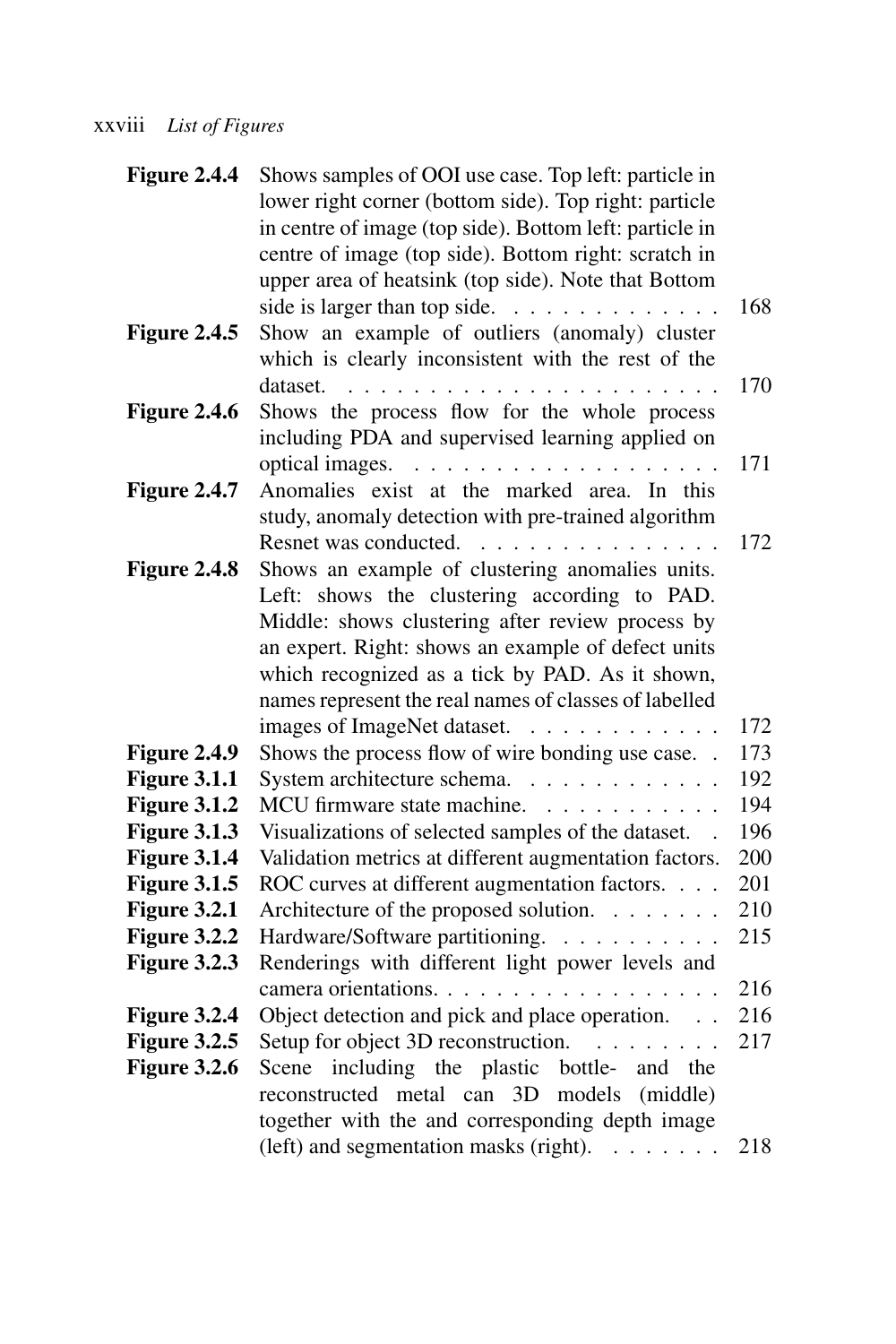| | | |
|---|---|---|
| **Figure 2.4.4** | Shows samples of OOI use case. Top left: particle in lower right corner (bottom side). Top right: particle in centre of image (top side). Bottom left: particle in centre of image (top side). Bottom right: scratch in upper area of heatsink (top side). Note that Bottom side is larger than top side. | 168 |
| **Figure 2.4.5** | Show an example of outliers (anomaly) cluster which is clearly inconsistent with the rest of the dataset. | 170 |
| **Figure 2.4.6** | Shows the process flow for the whole process including PDA and supervised learning applied on optical images. | 171 |
| **Figure 2.4.7** | Anomalies exist at the marked area. In this study, anomaly detection with pre-trained algorithm Resnet was conducted. | 172 |
| **Figure 2.4.8** | Shows an example of clustering anomalies units. Left: shows the clustering according to PAD. Middle: shows clustering after review process by an expert. Right: shows an example of defect units which recognized as a tick by PAD. As it shown, names represent the real names of classes of labelled images of ImageNet dataset. | 172 |
| **Figure 2.4.9** | Shows the process flow of wire bonding use case. | 173 |
| **Figure 3.1.1** | System architecture schema. | 192 |
| **Figure 3.1.2** | MCU firmware state machine. | 194 |
| **Figure 3.1.3** | Visualizations of selected samples of the dataset. | 196 |
| **Figure 3.1.4** | Validation metrics at different augmentation factors. | 200 |
| **Figure 3.1.5** | ROC curves at different augmentation factors. | 201 |
| **Figure 3.2.1** | Architecture of the proposed solution. | 210 |
| **Figure 3.2.2** | Hardware/Software partitioning. | 215 |
| **Figure 3.2.3** | Renderings with different light power levels and camera orientations. | 216 |
| **Figure 3.2.4** | Object detection and pick and place operation. | 216 |
| **Figure 3.2.5** | Setup for object 3D reconstruction. | 217 |
| **Figure 3.2.6** | Scene including the plastic bottle- and the reconstructed metal can 3D models (middle) together with the and corresponding depth image (left) and segmentation masks (right). | 218 |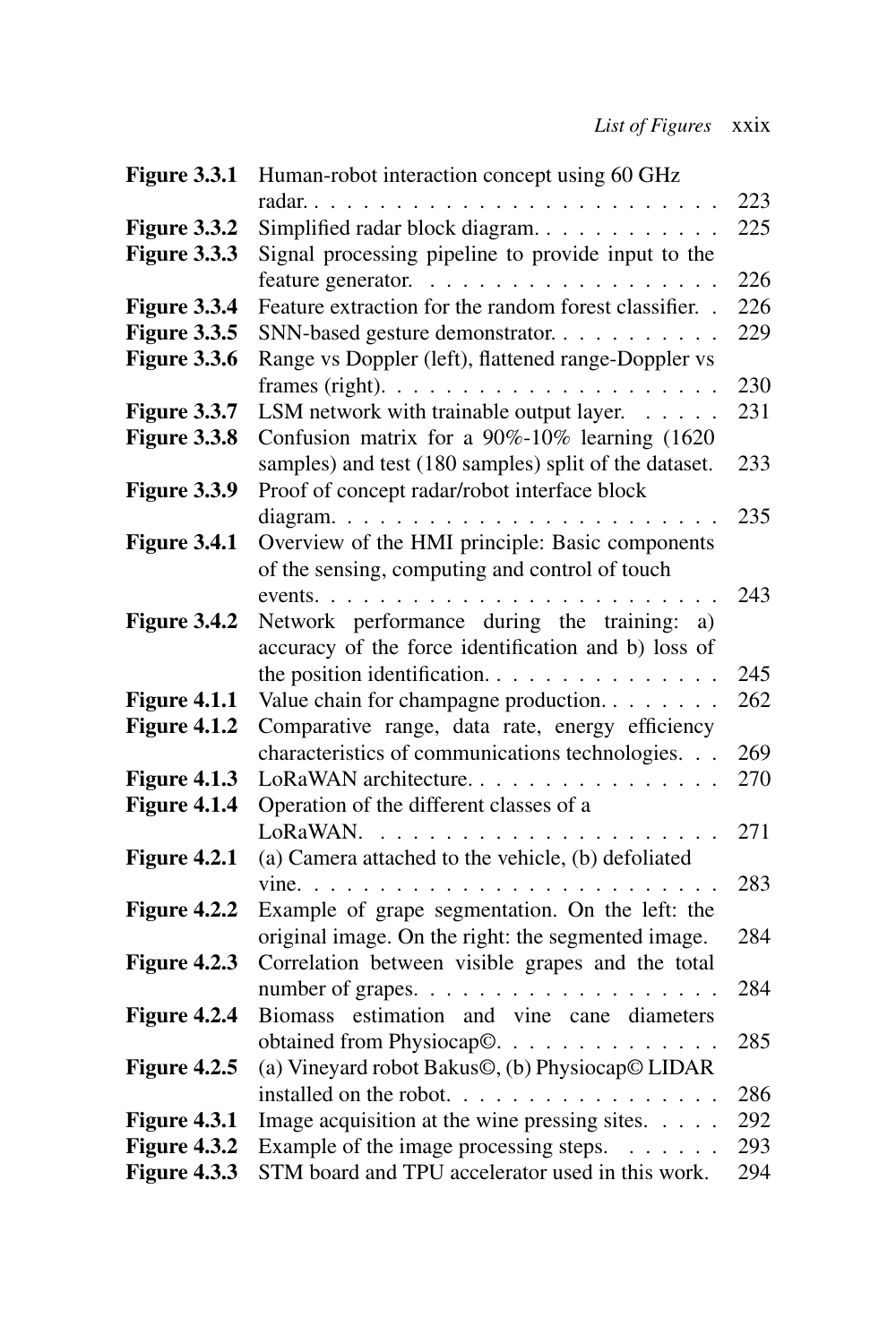| | | |
|---|---|---|
| **Figure 3.3.1** | Human-robot interaction concept using 60 GHz radar. | 223 |
| **Figure 3.3.2** | Simplified radar block diagram. | 225 |
| **Figure 3.3.3** | Signal processing pipeline to provide input to the feature generator. | 226 |
| **Figure 3.3.4** | Feature extraction for the random forest classifier. | 226 |
| **Figure 3.3.5** | SNN-based gesture demonstrator. | 229 |
| **Figure 3.3.6** | Range vs Doppler (left), flattened range-Doppler vs frames (right). | 230 |
| **Figure 3.3.7** | LSM network with trainable output layer. | 231 |
| **Figure 3.3.8** | Confusion matrix for a 90%-10% learning (1620 samples) and test (180 samples) split of the dataset. | 233 |
| **Figure 3.3.9** | Proof of concept radar/robot interface block diagram. | 235 |
| **Figure 3.4.1** | Overview of the HMI principle: Basic components of the sensing, computing and control of touch events. | 243 |
| **Figure 3.4.2** | Network performance during the training: a) accuracy of the force identification and b) loss of the position identification. | 245 |
| **Figure 4.1.1** | Value chain for champagne production. | 262 |
| **Figure 4.1.2** | Comparative range, data rate, energy efficiency characteristics of communications technologies. | 269 |
| **Figure 4.1.3** | LoRaWAN architecture. | 270 |
| **Figure 4.1.4** | Operation of the different classes of a LoRaWAN. | 271 |
| **Figure 4.2.1** | (a) Camera attached to the vehicle, (b) defoliated vine. | 283 |
| **Figure 4.2.2** | Example of grape segmentation. On the left: the original image. On the right: the segmented image. | 284 |
| **Figure 4.2.3** | Correlation between visible grapes and the total number of grapes. | 284 |
| **Figure 4.2.4** | Biomass estimation and vine cane diameters obtained from Physiocap©. | 285 |
| **Figure 4.2.5** | (a) Vineyard robot Bakus©, (b) Physiocap© LIDAR installed on the robot. | 286 |
| **Figure 4.3.1** | Image acquisition at the wine pressing sites. | 292 |
| **Figure 4.3.2** | Example of the image processing steps. | 293 |
| **Figure 4.3.3** | STM board and TPU accelerator used in this work. | 294 |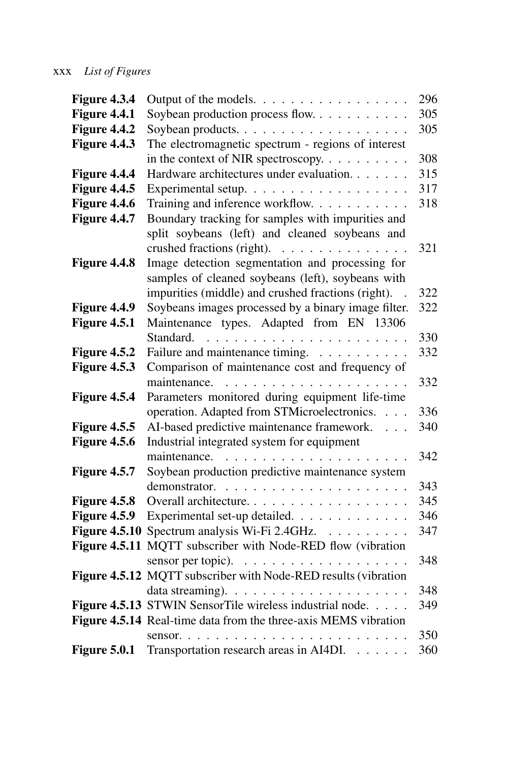| | | |
|---|---|---|
| **Figure 4.3.4** | Output of the models. | 296 |
| **Figure 4.4.1** | Soybean production process flow. | 305 |
| **Figure 4.4.2** | Soybean products. | 305 |
| **Figure 4.4.3** | The electromagnetic spectrum - regions of interest in the context of NIR spectroscopy. | 308 |
| **Figure 4.4.4** | Hardware architectures under evaluation. | 315 |
| **Figure 4.4.5** | Experimental setup. | 317 |
| **Figure 4.4.6** | Training and inference workflow. | 318 |
| **Figure 4.4.7** | Boundary tracking for samples with impurities and split soybeans (left) and cleaned soybeans and crushed fractions (right). | 321 |
| **Figure 4.4.8** | Image detection segmentation and processing for samples of cleaned soybeans (left), soybeans with impurities (middle) and crushed fractions (right). | 322 |
| **Figure 4.4.9** | Soybeans images processed by a binary image filter. | 322 |
| **Figure 4.5.1** | Maintenance types. Adapted from EN 13306 Standard. | 330 |
| **Figure 4.5.2** | Failure and maintenance timing. | 332 |
| **Figure 4.5.3** | Comparison of maintenance cost and frequency of maintenance. | 332 |
| **Figure 4.5.4** | Parameters monitored during equipment life-time operation. Adapted from STMicroelectronics. | 336 |
| **Figure 4.5.5** | AI-based predictive maintenance framework. | 340 |
| **Figure 4.5.6** | Industrial integrated system for equipment maintenance. | 342 |
| **Figure 4.5.7** | Soybean production predictive maintenance system demonstrator. | 343 |
| **Figure 4.5.8** | Overall architecture. | 345 |
| **Figure 4.5.9** | Experimental set-up detailed. | 346 |
| **Figure 4.5.10** | Spectrum analysis Wi-Fi 2.4GHz. | 347 |
| **Figure 4.5.11** | MQTT subscriber with Node-RED flow (vibration sensor per topic). | 348 |
| **Figure 4.5.12** | MQTT subscriber with Node-RED results (vibration data streaming). | 348 |
| **Figure 4.5.13** | STWIN SensorTile wireless industrial node. | 349 |
| **Figure 4.5.14** | Real-time data from the three-axis MEMS vibration sensor. | 350 |
| **Figure 5.0.1** | Transportation research areas in AI4DI. | 360 |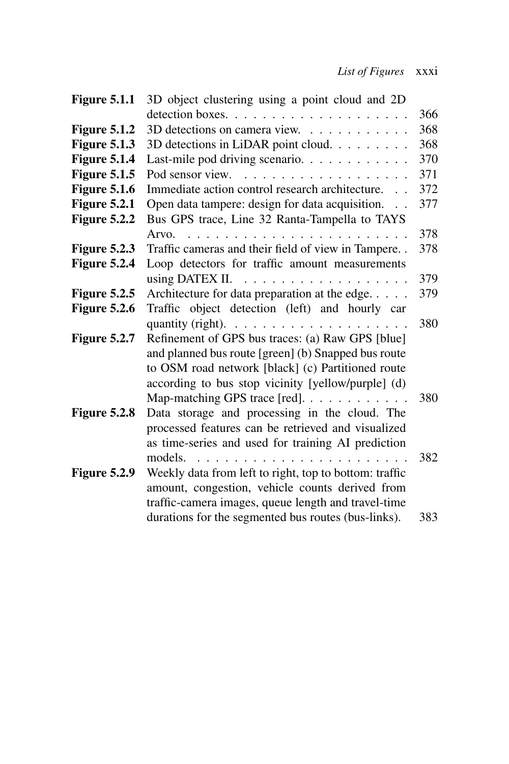| | | |
|---|---|---|
| **Figure 5.1.1** | 3D object clustering using a point cloud and 2D detection boxes. | 366 |
| **Figure 5.1.2** | 3D detections on camera view. | 368 |
| **Figure 5.1.3** | 3D detections in LiDAR point cloud. | 368 |
| **Figure 5.1.4** | Last-mile pod driving scenario. | 370 |
| **Figure 5.1.5** | Pod sensor view. | 371 |
| **Figure 5.1.6** | Immediate action control research architecture. | 372 |
| **Figure 5.2.1** | Open data tampere: design for data acquisition. | 377 |
| **Figure 5.2.2** | Bus GPS trace, Line 32 Ranta-Tampella to TAYS Arvo. | 378 |
| **Figure 5.2.3** | Traffic cameras and their field of view in Tampere. | 378 |
| **Figure 5.2.4** | Loop detectors for traffic amount measurements using DATEX II. | 379 |
| **Figure 5.2.5** | Architecture for data preparation at the edge. | 379 |
| **Figure 5.2.6** | Traffic object detection (left) and hourly car quantity (right). | 380 |
| **Figure 5.2.7** | Refinement of GPS bus traces: (a) Raw GPS [blue] and planned bus route [green] (b) Snapped bus route to OSM road network [black] (c) Partitioned route according to bus stop vicinity [yellow/purple] (d) Map-matching GPS trace [red]. | 380 |
| **Figure 5.2.8** | Data storage and processing in the cloud. The processed features can be retrieved and visualized as time-series and used for training AI prediction models. | 382 |
| **Figure 5.2.9** | Weekly data from left to right, top to bottom: traffic amount, congestion, vehicle counts derived from traffic-camera images, queue length and travel-time durations for the segmented bus routes (bus-links). | 383 |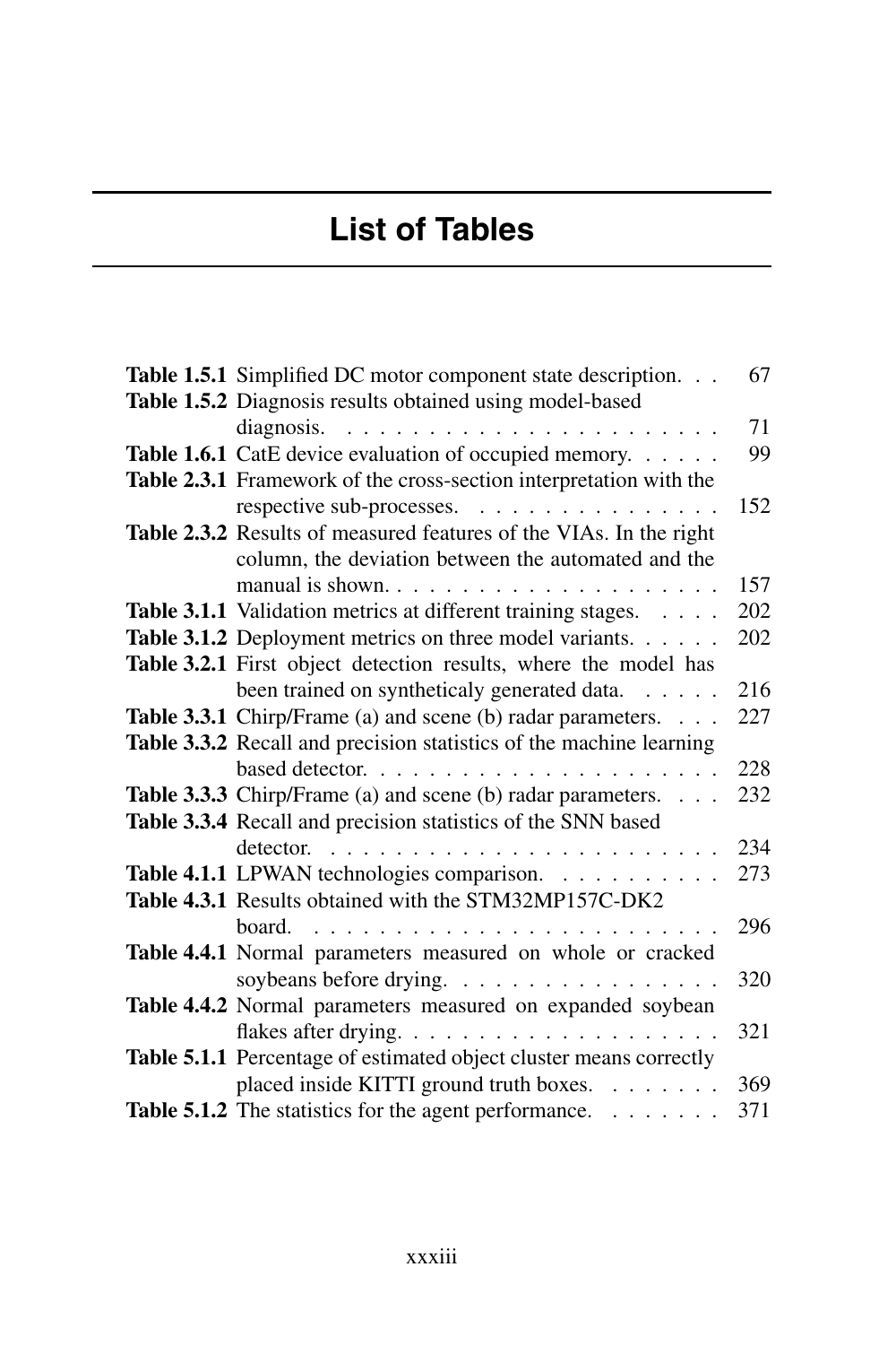# List of Tables

| | | |
|---|---|---|
| **Table 1.5.1** | Simplified DC motor component state description. | 67 |
| **Table 1.5.2** | Diagnosis results obtained using model-based diagnosis. | 71 |
| **Table 1.6.1** | CatE device evaluation of occupied memory. | 99 |
| **Table 2.3.1** | Framework of the cross-section interpretation with the respective sub-processes. | 152 |
| **Table 2.3.2** | Results of measured features of the VIAs. In the right column, the deviation between the automated and the manual is shown. | 157 |
| **Table 3.1.1** | Validation metrics at different training stages. | 202 |
| **Table 3.1.2** | Deployment metrics on three model variants. | 202 |
| **Table 3.2.1** | First object detection results, where the model has been trained on syntheticaly generated data. | 216 |
| **Table 3.3.1** | Chirp/Frame (a) and scene (b) radar parameters. | 227 |
| **Table 3.3.2** | Recall and precision statistics of the machine learning based detector. | 228 |
| **Table 3.3.3** | Chirp/Frame (a) and scene (b) radar parameters. | 232 |
| **Table 3.3.4** | Recall and precision statistics of the SNN based detector. | 234 |
| **Table 4.1.1** | LPWAN technologies comparison. | 273 |
| **Table 4.3.1** | Results obtained with the STM32MP157C-DK2 board. | 296 |
| **Table 4.4.1** | Normal parameters measured on whole or cracked soybeans before drying. | 320 |
| **Table 4.4.2** | Normal parameters measured on expanded soybean flakes after drying. | 321 |
| **Table 5.1.1** | Percentage of estimated object cluster means correctly placed inside KITTI ground truth boxes. | 369 |
| **Table 5.1.2** | The statistics for the agent performance. | 371 |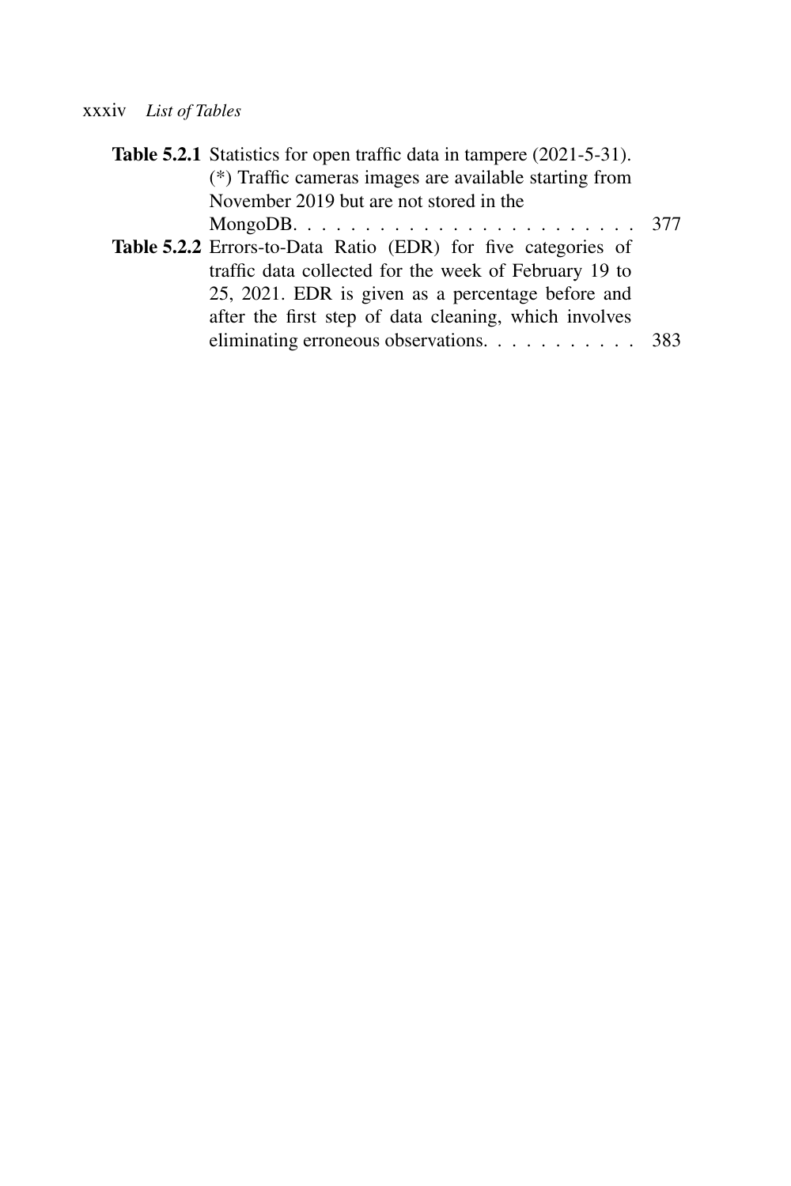**Table 5.2.1** Statistics for open traffic data in tampere (2021-5-31). (*) Traffic cameras images are available starting from November 2019 but are not stored in the MongoDB. . . . . . . . . . . . . . . . . . . . . . . . 377

**Table 5.2.2** Errors-to-Data Ratio (EDR) for five categories of traffic data collected for the week of February 19 to 25, 2021. EDR is given as a percentage before and after the first step of data cleaning, which involves eliminating erroneous observations. . . . . . . . . . . 383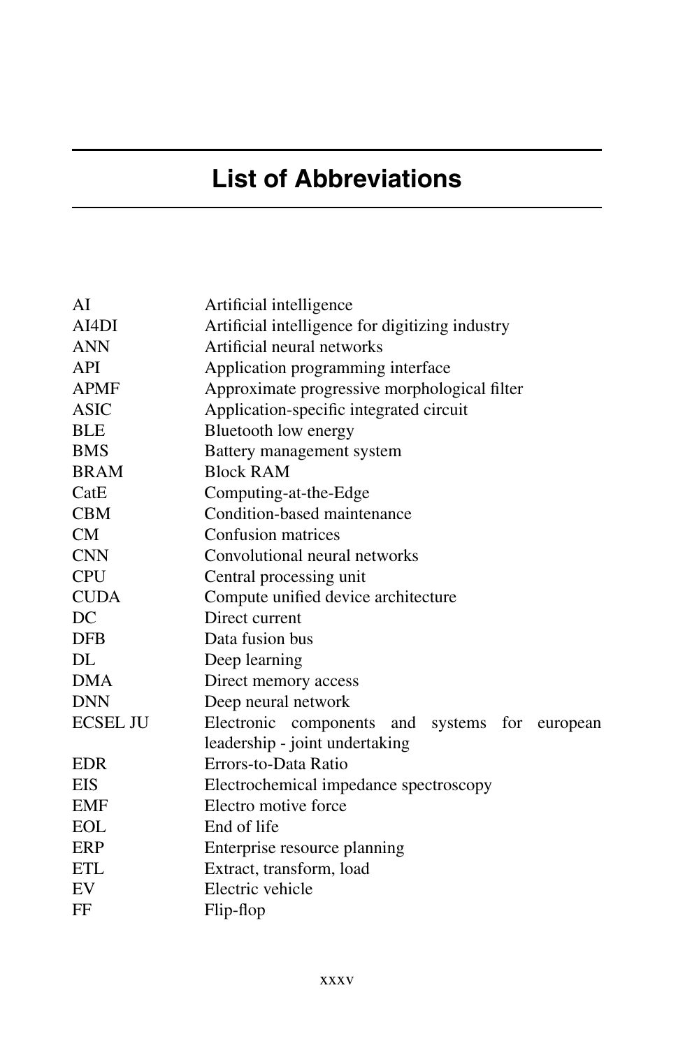# List of Abbreviations

| | |
|---|---|
| AI | Artificial intelligence |
| AI4DI | Artificial intelligence for digitizing industry |
| ANN | Artificial neural networks |
| API | Application programming interface |
| APMF | Approximate progressive morphological filter |
| ASIC | Application-specific integrated circuit |
| BLE | Bluetooth low energy |
| BMS | Battery management system |
| BRAM | Block RAM |
| CatE | Computing-at-the-Edge |
| CBM | Condition-based maintenance |
| CM | Confusion matrices |
| CNN | Convolutional neural networks |
| CPU | Central processing unit |
| CUDA | Compute unified device architecture |
| DC | Direct current |
| DFB | Data fusion bus |
| DL | Deep learning |
| DMA | Direct memory access |
| DNN | Deep neural network |
| ECSEL JU | Electronic components and systems for european leadership - joint undertaking |
| EDR | Errors-to-Data Ratio |
| EIS | Electrochemical impedance spectroscopy |
| EMF | Electro motive force |
| EOL | End of life |
| ERP | Enterprise resource planning |
| ETL | Extract, transform, load |
| EV | Electric vehicle |
| FF | Flip-flop |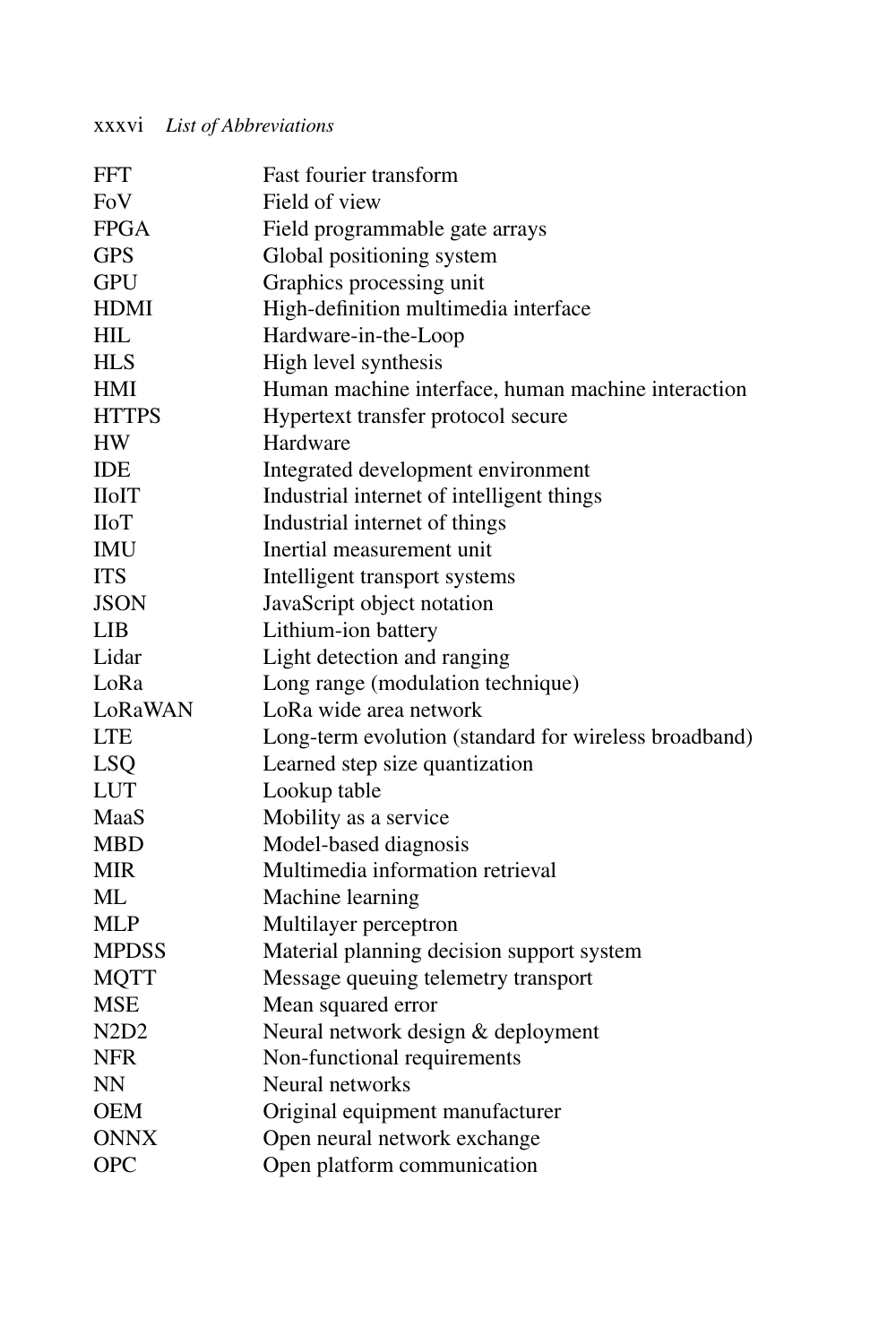| | |
|---|---|
| FFT | Fast fourier transform |
| FoV | Field of view |
| FPGA | Field programmable gate arrays |
| GPS | Global positioning system |
| GPU | Graphics processing unit |
| HDMI | High-definition multimedia interface |
| HIL | Hardware-in-the-Loop |
| HLS | High level synthesis |
| HMI | Human machine interface, human machine interaction |
| HTTPS | Hypertext transfer protocol secure |
| HW | Hardware |
| IDE | Integrated development environment |
| IIoIT | Industrial internet of intelligent things |
| IIoT | Industrial internet of things |
| IMU | Inertial measurement unit |
| ITS | Intelligent transport systems |
| JSON | JavaScript object notation |
| LIB | Lithium-ion battery |
| Lidar | Light detection and ranging |
| LoRa | Long range (modulation technique) |
| LoRaWAN | LoRa wide area network |
| LTE | Long-term evolution (standard for wireless broadband) |
| LSQ | Learned step size quantization |
| LUT | Lookup table |
| MaaS | Mobility as a service |
| MBD | Model-based diagnosis |
| MIR | Multimedia information retrieval |
| ML | Machine learning |
| MLP | Multilayer perceptron |
| MPDSS | Material planning decision support system |
| MQTT | Message queuing telemetry transport |
| MSE | Mean squared error |
| N2D2 | Neural network design & deployment |
| NFR | Non-functional requirements |
| NN | Neural networks |
| OEM | Original equipment manufacturer |
| ONNX | Open neural network exchange |
| OPC | Open platform communication |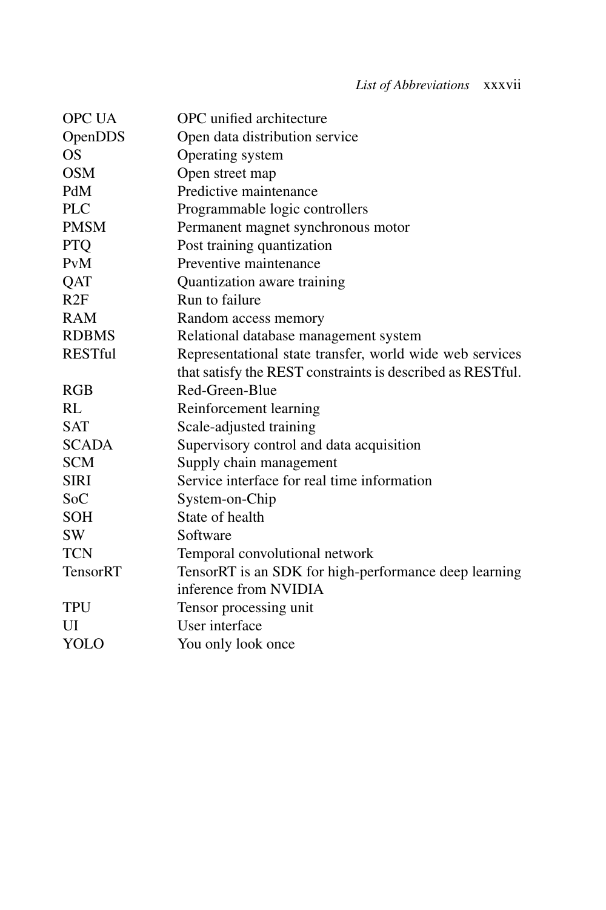| | |
|---|---|
| OPC UA | OPC unified architecture |
| OpenDDS | Open data distribution service |
| OS | Operating system |
| OSM | Open street map |
| PdM | Predictive maintenance |
| PLC | Programmable logic controllers |
| PMSM | Permanent magnet synchronous motor |
| PTQ | Post training quantization |
| PvM | Preventive maintenance |
| QAT | Quantization aware training |
| R2F | Run to failure |
| RAM | Random access memory |
| RDBMS | Relational database management system |
| RESTful | Representational state transfer, world wide web services that satisfy the REST constraints is described as RESTful. |
| RGB | Red-Green-Blue |
| RL | Reinforcement learning |
| SAT | Scale-adjusted training |
| SCADA | Supervisory control and data acquisition |
| SCM | Supply chain management |
| SIRI | Service interface for real time information |
| SoC | System-on-Chip |
| SOH | State of health |
| SW | Software |
| TCN | Temporal convolutional network |
| TensorRT | TensorRT is an SDK for high-performance deep learning inference from NVIDIA |
| TPU | Tensor processing unit |
| UI | User interface |
| YOLO | You only look once |